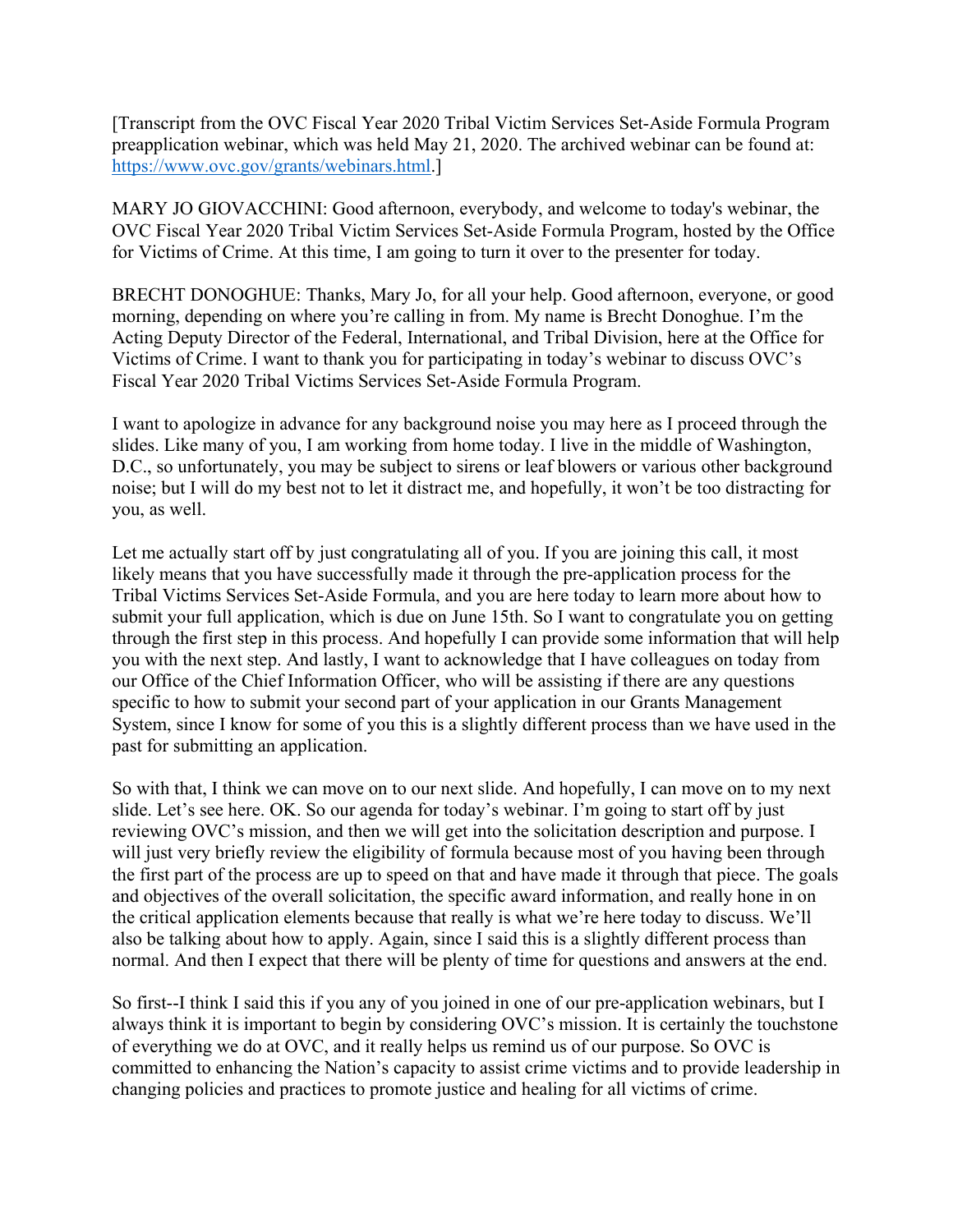[Transcript from the OVC Fiscal Year 2020 Tribal Victim Services Set-Aside Formula Program preapplication webinar, which was held May 21, 2020. The archived webinar can be found at: https://www.ovc.gov/grants/webinars.html.]

MARY JO GIOVACCHINI: Good afternoon, everybody, and welcome to today's webinar, the OVC Fiscal Year 2020 Tribal Victim Services Set-Aside Formula Program, hosted by the Office for Victims of Crime. At this time, I am going to turn it over to the presenter for today.

BRECHT DONOGHUE: Thanks, Mary Jo, for all your help. Good afternoon, everyone, or good morning, depending on where you're calling in from. My name is Brecht Donoghue. I'm the Acting Deputy Director of the Federal, International, and Tribal Division, here at the Office for Victims of Crime. I want to thank you for participating in today's webinar to discuss OVC's Fiscal Year 2020 Tribal Victims Services Set-Aside Formula Program.

I want to apologize in advance for any background noise you may here as I proceed through the slides. Like many of you, I am working from home today. I live in the middle of Washington, D.C., so unfortunately, you may be subject to sirens or leaf blowers or various other background noise; but I will do my best not to let it distract me, and hopefully, it won't be too distracting for you, as well.

Let me actually start off by just congratulating all of you. If you are joining this call, it most likely means that you have successfully made it through the pre-application process for the Tribal Victims Services Set-Aside Formula, and you are here today to learn more about how to submit your full application, which is due on June 15th. So I want to congratulate you on getting through the first step in this process. And hopefully I can provide some information that will help you with the next step. And lastly, I want to acknowledge that I have colleagues on today from our Office of the Chief Information Officer, who will be assisting if there are any questions specific to how to submit your second part of your application in our Grants Management System, since I know for some of you this is a slightly different process than we have used in the past for submitting an application.

So with that, I think we can move on to our next slide. And hopefully, I can move on to my next slide. Let's see here. OK. So our agenda for today's webinar. I'm going to start off by just reviewing OVC's mission, and then we will get into the solicitation description and purpose. I will just very briefly review the eligibility of formula because most of you having been through the first part of the process are up to speed on that and have made it through that piece. The goals and objectives of the overall solicitation, the specific award information, and really hone in on the critical application elements because that really is what we're here today to discuss. We'll also be talking about how to apply. Again, since I said this is a slightly different process than normal. And then I expect that there will be plenty of time for questions and answers at the end.

So first--I think I said this if you any of you joined in one of our pre-application webinars, but I always think it is important to begin by considering OVC's mission. It is certainly the touchstone of everything we do at OVC, and it really helps us remind us of our purpose. So OVC is committed to enhancing the Nation's capacity to assist crime victims and to provide leadership in changing policies and practices to promote justice and healing for all victims of crime.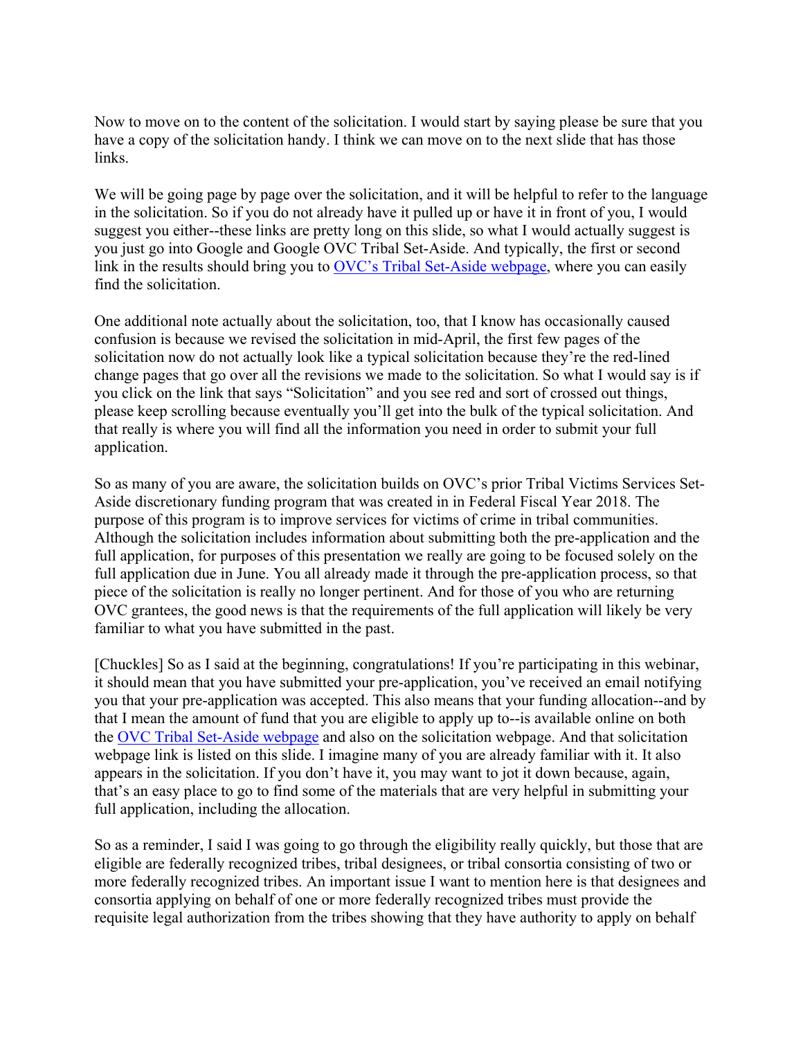Now to move on to the content of the solicitation. I would start by saying please be sure that you have a copy of the solicitation handy. I think we can move on to the next slide that has those links.

We will be going page by page over the solicitation, and it will be helpful to refer to the language in the solicitation. So if you do not already have it pulled up or have it in front of you, I would suggest you either--these links are pretty long on this slide, so what I would actually suggest is you just go into Google and Google OVC Tribal Set-Aside. And typically, the first or second link in the results should bring you to [OVC's Tribal Set-Aside webpage](), where you can easily find the solicitation.

One additional note actually about the solicitation, too, that I know has occasionally caused confusion is because we revised the solicitation in mid-April, the first few pages of the solicitation now do not actually look like a typical solicitation because they're the red-lined change pages that go over all the revisions we made to the solicitation. So what I would say is if you click on the link that says "Solicitation" and you see red and sort of crossed out things, please keep scrolling because eventually you'll get into the bulk of the typical solicitation. And that really is where you will find all the information you need in order to submit your full application.

So as many of you are aware, the solicitation builds on OVC's prior Tribal Victims Services Set-Aside discretionary funding program that was created in in Federal Fiscal Year 2018. The purpose of this program is to improve services for victims of crime in tribal communities. Although the solicitation includes information about submitting both the pre-application and the full application, for purposes of this presentation we really are going to be focused solely on the full application due in June. You all already made it through the pre-application process, so that piece of the solicitation is really no longer pertinent. And for those of you who are returning OVC grantees, the good news is that the requirements of the full application will likely be very familiar to what you have submitted in the past.

[Chuckles] So as I said at the beginning, congratulations! If you're participating in this webinar, it should mean that you have submitted your pre-application, you've received an email notifying you that your pre-application was accepted. This also means that your funding allocation--and by that I mean the amount of fund that you are eligible to apply up to--is available online on both the [OVC Tribal Set-Aside webpage]() and also on the solicitation webpage. And that solicitation webpage link is listed on this slide. I imagine many of you are already familiar with it. It also appears in the solicitation. If you don't have it, you may want to jot it down because, again, that's an easy place to go to find some of the materials that are very helpful in submitting your full application, including the allocation.

So as a reminder, I said I was going to go through the eligibility really quickly, but those that are eligible are federally recognized tribes, tribal designees, or tribal consortia consisting of two or more federally recognized tribes. An important issue I want to mention here is that designees and consortia applying on behalf of one or more federally recognized tribes must provide the requisite legal authorization from the tribes showing that they have authority to apply on behalf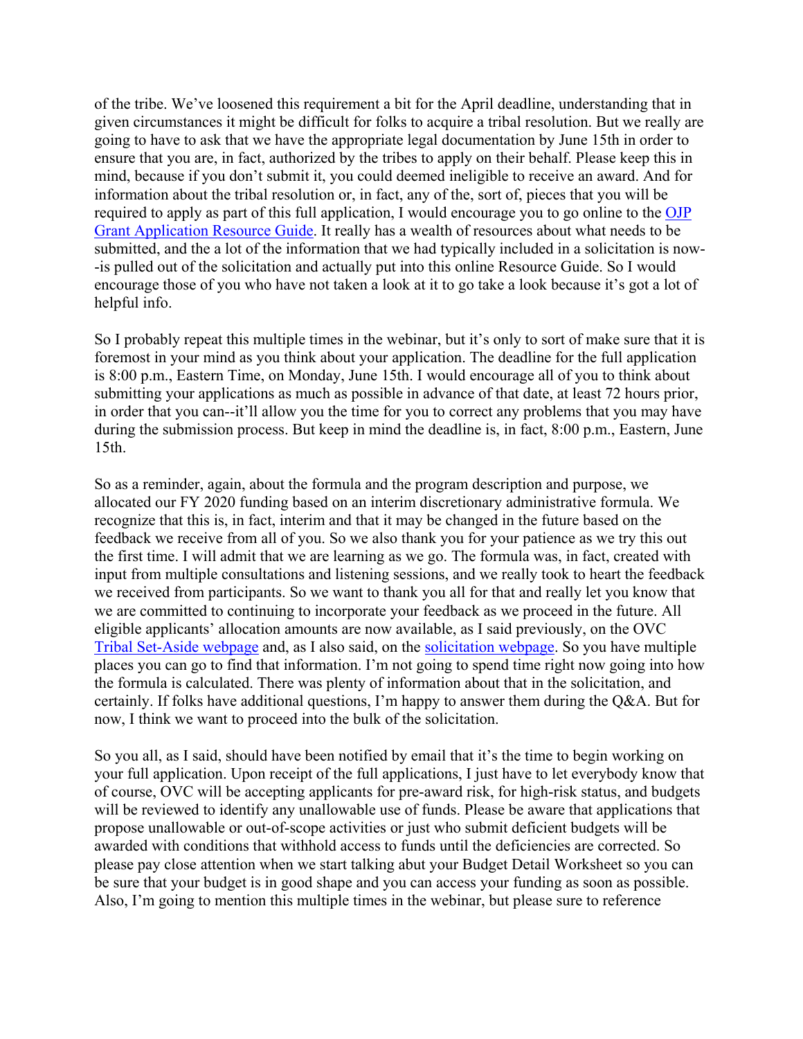of the tribe. We've loosened this requirement a bit for the April deadline, understanding that in given circumstances it might be difficult for folks to acquire a tribal resolution. But we really are going to have to ask that we have the appropriate legal documentation by June 15th in order to ensure that you are, in fact, authorized by the tribes to apply on their behalf. Please keep this in mind, because if you don't submit it, you could deemed ineligible to receive an award. And for information about the tribal resolution or, in fact, any of the, sort of, pieces that you will be required to apply as part of this full application, I would encourage you to go online to the OJP Grant Application Resource Guide. It really has a wealth of resources about what needs to be submitted, and the a lot of the information that we had typically included in a solicitation is now--is pulled out of the solicitation and actually put into this online Resource Guide. So I would encourage those of you who have not taken a look at it to go take a look because it's got a lot of helpful info.

So I probably repeat this multiple times in the webinar, but it's only to sort of make sure that it is foremost in your mind as you think about your application. The deadline for the full application is 8:00 p.m., Eastern Time, on Monday, June 15th. I would encourage all of you to think about submitting your applications as much as possible in advance of that date, at least 72 hours prior, in order that you can--it'll allow you the time for you to correct any problems that you may have during the submission process. But keep in mind the deadline is, in fact, 8:00 p.m., Eastern, June 15th.

So as a reminder, again, about the formula and the program description and purpose, we allocated our FY 2020 funding based on an interim discretionary administrative formula. We recognize that this is, in fact, interim and that it may be changed in the future based on the feedback we receive from all of you. So we also thank you for your patience as we try this out the first time. I will admit that we are learning as we go. The formula was, in fact, created with input from multiple consultations and listening sessions, and we really took to heart the feedback we received from participants. So we want to thank you all for that and really let you know that we are committed to continuing to incorporate your feedback as we proceed in the future. All eligible applicants' allocation amounts are now available, as I said previously, on the OVC Tribal Set-Aside webpage and, as I also said, on the solicitation webpage. So you have multiple places you can go to find that information. I'm not going to spend time right now going into how the formula is calculated. There was plenty of information about that in the solicitation, and certainly. If folks have additional questions, I'm happy to answer them during the Q&A. But for now, I think we want to proceed into the bulk of the solicitation.

So you all, as I said, should have been notified by email that it's the time to begin working on your full application. Upon receipt of the full applications, I just have to let everybody know that of course, OVC will be accepting applicants for pre-award risk, for high-risk status, and budgets will be reviewed to identify any unallowable use of funds. Please be aware that applications that propose unallowable or out-of-scope activities or just who submit deficient budgets will be awarded with conditions that withhold access to funds until the deficiencies are corrected. So please pay close attention when we start talking abut your Budget Detail Worksheet so you can be sure that your budget is in good shape and you can access your funding as soon as possible. Also, I'm going to mention this multiple times in the webinar, but please sure to reference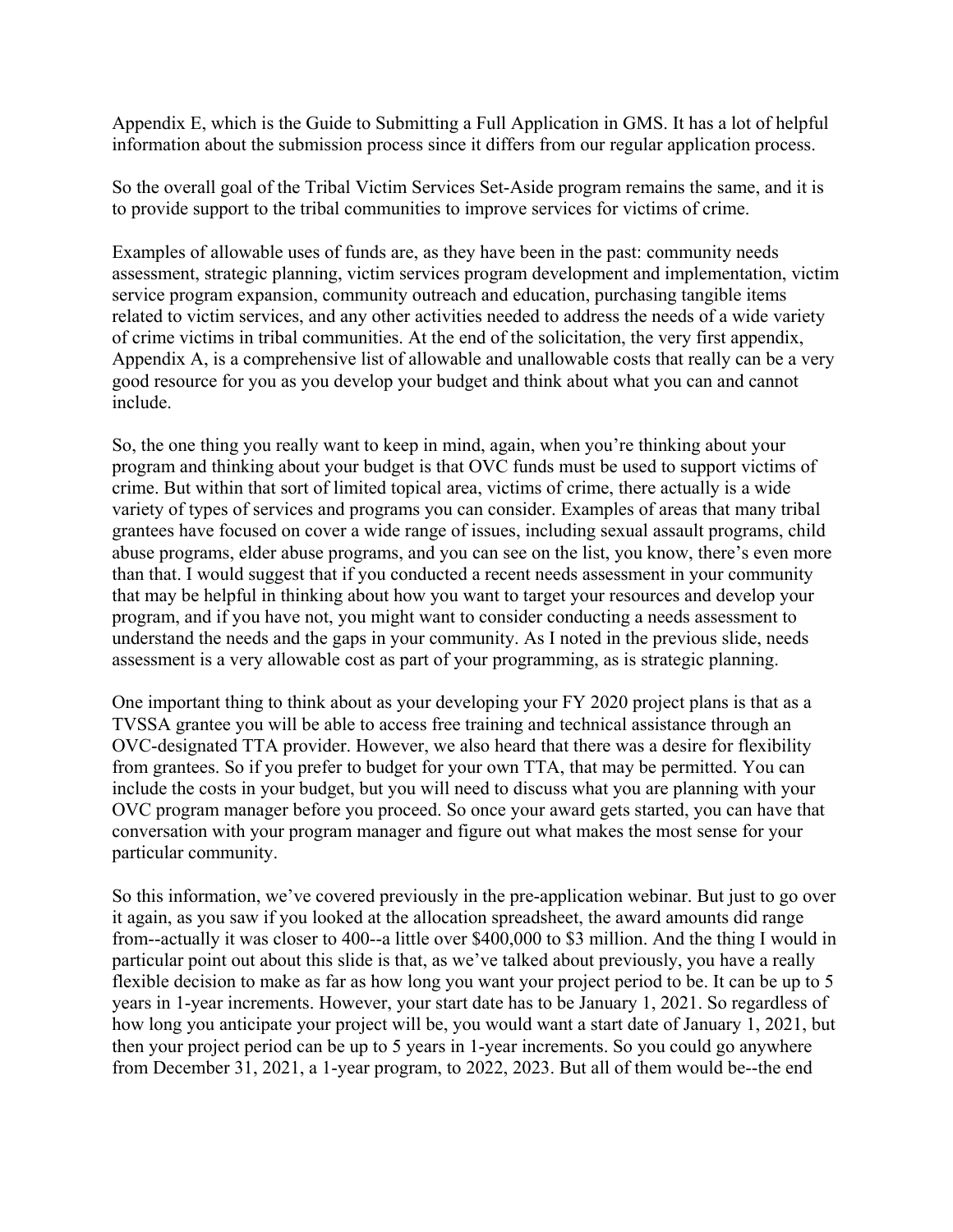Appendix E, which is the Guide to Submitting a Full Application in GMS. It has a lot of helpful information about the submission process since it differs from our regular application process.

So the overall goal of the Tribal Victim Services Set-Aside program remains the same, and it is to provide support to the tribal communities to improve services for victims of crime.

Examples of allowable uses of funds are, as they have been in the past: community needs assessment, strategic planning, victim services program development and implementation, victim service program expansion, community outreach and education, purchasing tangible items related to victim services, and any other activities needed to address the needs of a wide variety of crime victims in tribal communities. At the end of the solicitation, the very first appendix, Appendix A, is a comprehensive list of allowable and unallowable costs that really can be a very good resource for you as you develop your budget and think about what you can and cannot include.

So, the one thing you really want to keep in mind, again, when you're thinking about your program and thinking about your budget is that OVC funds must be used to support victims of crime. But within that sort of limited topical area, victims of crime, there actually is a wide variety of types of services and programs you can consider. Examples of areas that many tribal grantees have focused on cover a wide range of issues, including sexual assault programs, child abuse programs, elder abuse programs, and you can see on the list, you know, there's even more than that. I would suggest that if you conducted a recent needs assessment in your community that may be helpful in thinking about how you want to target your resources and develop your program, and if you have not, you might want to consider conducting a needs assessment to understand the needs and the gaps in your community. As I noted in the previous slide, needs assessment is a very allowable cost as part of your programming, as is strategic planning.

One important thing to think about as your developing your FY 2020 project plans is that as a TVSSA grantee you will be able to access free training and technical assistance through an OVC-designated TTA provider. However, we also heard that there was a desire for flexibility from grantees. So if you prefer to budget for your own TTA, that may be permitted. You can include the costs in your budget, but you will need to discuss what you are planning with your OVC program manager before you proceed. So once your award gets started, you can have that conversation with your program manager and figure out what makes the most sense for your particular community.

So this information, we've covered previously in the pre-application webinar. But just to go over it again, as you saw if you looked at the allocation spreadsheet, the award amounts did range from--actually it was closer to 400--a little over $400,000 to $3 million. And the thing I would in particular point out about this slide is that, as we've talked about previously, you have a really flexible decision to make as far as how long you want your project period to be. It can be up to 5 years in 1-year increments. However, your start date has to be January 1, 2021. So regardless of how long you anticipate your project will be, you would want a start date of January 1, 2021, but then your project period can be up to 5 years in 1-year increments. So you could go anywhere from December 31, 2021, a 1-year program, to 2022, 2023. But all of them would be--the end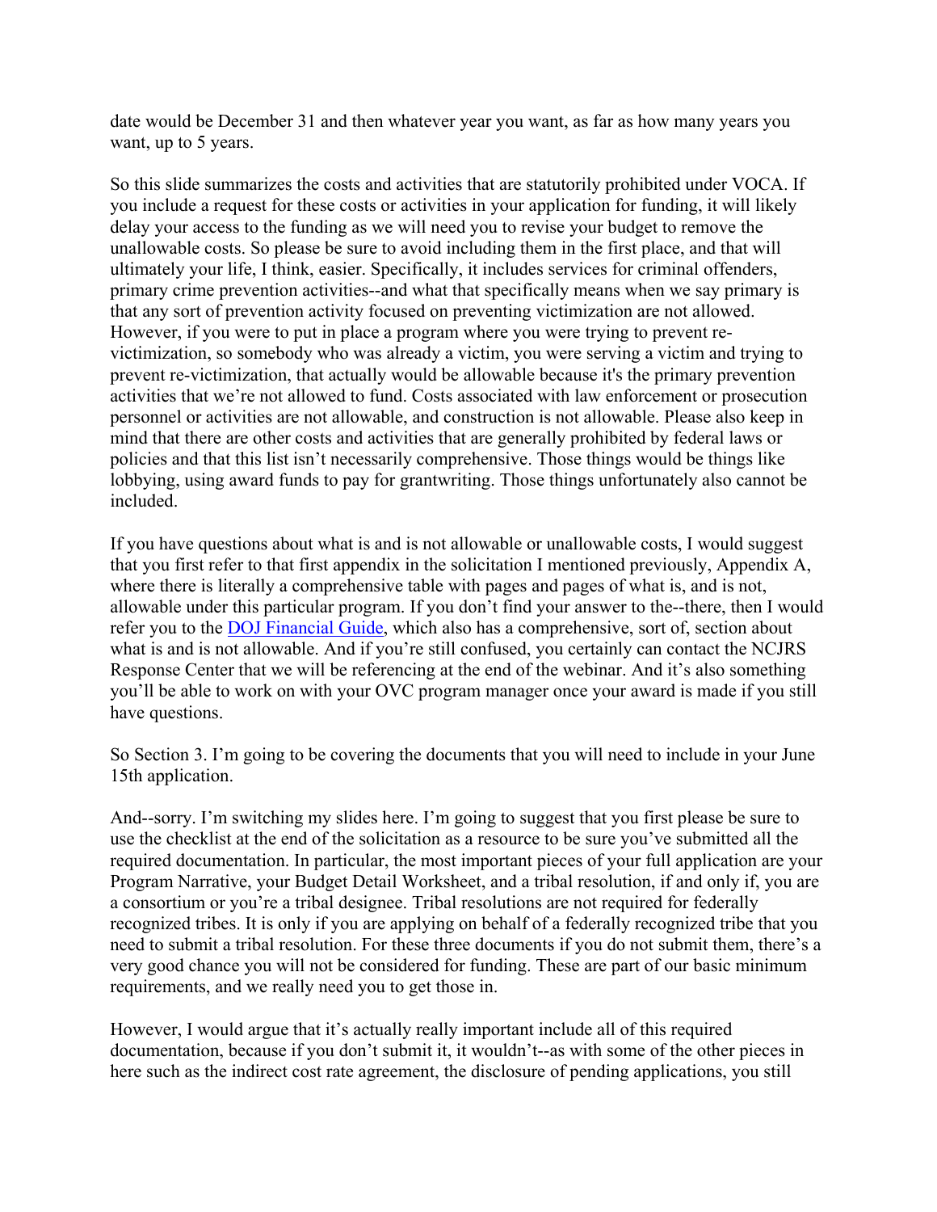date would be December 31 and then whatever year you want, as far as how many years you want, up to 5 years.

So this slide summarizes the costs and activities that are statutorily prohibited under VOCA. If you include a request for these costs or activities in your application for funding, it will likely delay your access to the funding as we will need you to revise your budget to remove the unallowable costs. So please be sure to avoid including them in the first place, and that will ultimately your life, I think, easier. Specifically, it includes services for criminal offenders, primary crime prevention activities--and what that specifically means when we say primary is that any sort of prevention activity focused on preventing victimization are not allowed. However, if you were to put in place a program where you were trying to prevent re-victimization, so somebody who was already a victim, you were serving a victim and trying to prevent re-victimization, that actually would be allowable because it's the primary prevention activities that we're not allowed to fund. Costs associated with law enforcement or prosecution personnel or activities are not allowable, and construction is not allowable. Please also keep in mind that there are other costs and activities that are generally prohibited by federal laws or policies and that this list isn't necessarily comprehensive. Those things would be things like lobbying, using award funds to pay for grantwriting. Those things unfortunately also cannot be included.

If you have questions about what is and is not allowable or unallowable costs, I would suggest that you first refer to that first appendix in the solicitation I mentioned previously, Appendix A, where there is literally a comprehensive table with pages and pages of what is, and is not, allowable under this particular program. If you don't find your answer to the--there, then I would refer you to the [DOJ Financial Guide](), which also has a comprehensive, sort of, section about what is and is not allowable. And if you're still confused, you certainly can contact the NCJRS Response Center that we will be referencing at the end of the webinar. And it's also something you'll be able to work on with your OVC program manager once your award is made if you still have questions.

So Section 3. I'm going to be covering the documents that you will need to include in your June 15th application.

And--sorry. I'm switching my slides here. I'm going to suggest that you first please be sure to use the checklist at the end of the solicitation as a resource to be sure you've submitted all the required documentation. In particular, the most important pieces of your full application are your Program Narrative, your Budget Detail Worksheet, and a tribal resolution, if and only if, you are a consortium or you're a tribal designee. Tribal resolutions are not required for federally recognized tribes. It is only if you are applying on behalf of a federally recognized tribe that you need to submit a tribal resolution. For these three documents if you do not submit them, there's a very good chance you will not be considered for funding. These are part of our basic minimum requirements, and we really need you to get those in.

However, I would argue that it's actually really important include all of this required documentation, because if you don't submit it, it wouldn't--as with some of the other pieces in here such as the indirect cost rate agreement, the disclosure of pending applications, you still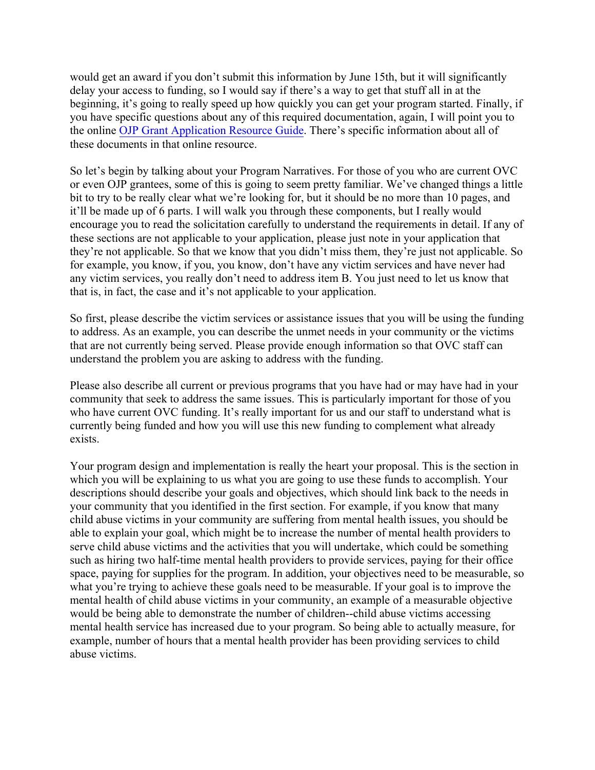would get an award if you don't submit this information by June 15th, but it will significantly delay your access to funding, so I would say if there's a way to get that stuff all in at the beginning, it's going to really speed up how quickly you can get your program started. Finally, if you have specific questions about any of this required documentation, again, I will point you to the online OJP Grant Application Resource Guide. There's specific information about all of these documents in that online resource.

So let's begin by talking about your Program Narratives. For those of you who are current OVC or even OJP grantees, some of this is going to seem pretty familiar. We've changed things a little bit to try to be really clear what we're looking for, but it should be no more than 10 pages, and it'll be made up of 6 parts. I will walk you through these components, but I really would encourage you to read the solicitation carefully to understand the requirements in detail. If any of these sections are not applicable to your application, please just note in your application that they're not applicable. So that we know that you didn't miss them, they're just not applicable. So for example, you know, if you, you know, don't have any victim services and have never had any victim services, you really don't need to address item B. You just need to let us know that that is, in fact, the case and it's not applicable to your application.

So first, please describe the victim services or assistance issues that you will be using the funding to address. As an example, you can describe the unmet needs in your community or the victims that are not currently being served. Please provide enough information so that OVC staff can understand the problem you are asking to address with the funding.

Please also describe all current or previous programs that you have had or may have had in your community that seek to address the same issues. This is particularly important for those of you who have current OVC funding. It's really important for us and our staff to understand what is currently being funded and how you will use this new funding to complement what already exists.

Your program design and implementation is really the heart your proposal. This is the section in which you will be explaining to us what you are going to use these funds to accomplish. Your descriptions should describe your goals and objectives, which should link back to the needs in your community that you identified in the first section. For example, if you know that many child abuse victims in your community are suffering from mental health issues, you should be able to explain your goal, which might be to increase the number of mental health providers to serve child abuse victims and the activities that you will undertake, which could be something such as hiring two half-time mental health providers to provide services, paying for their office space, paying for supplies for the program. In addition, your objectives need to be measurable, so what you're trying to achieve these goals need to be measurable. If your goal is to improve the mental health of child abuse victims in your community, an example of a measurable objective would be being able to demonstrate the number of children--child abuse victims accessing mental health service has increased due to your program. So being able to actually measure, for example, number of hours that a mental health provider has been providing services to child abuse victims.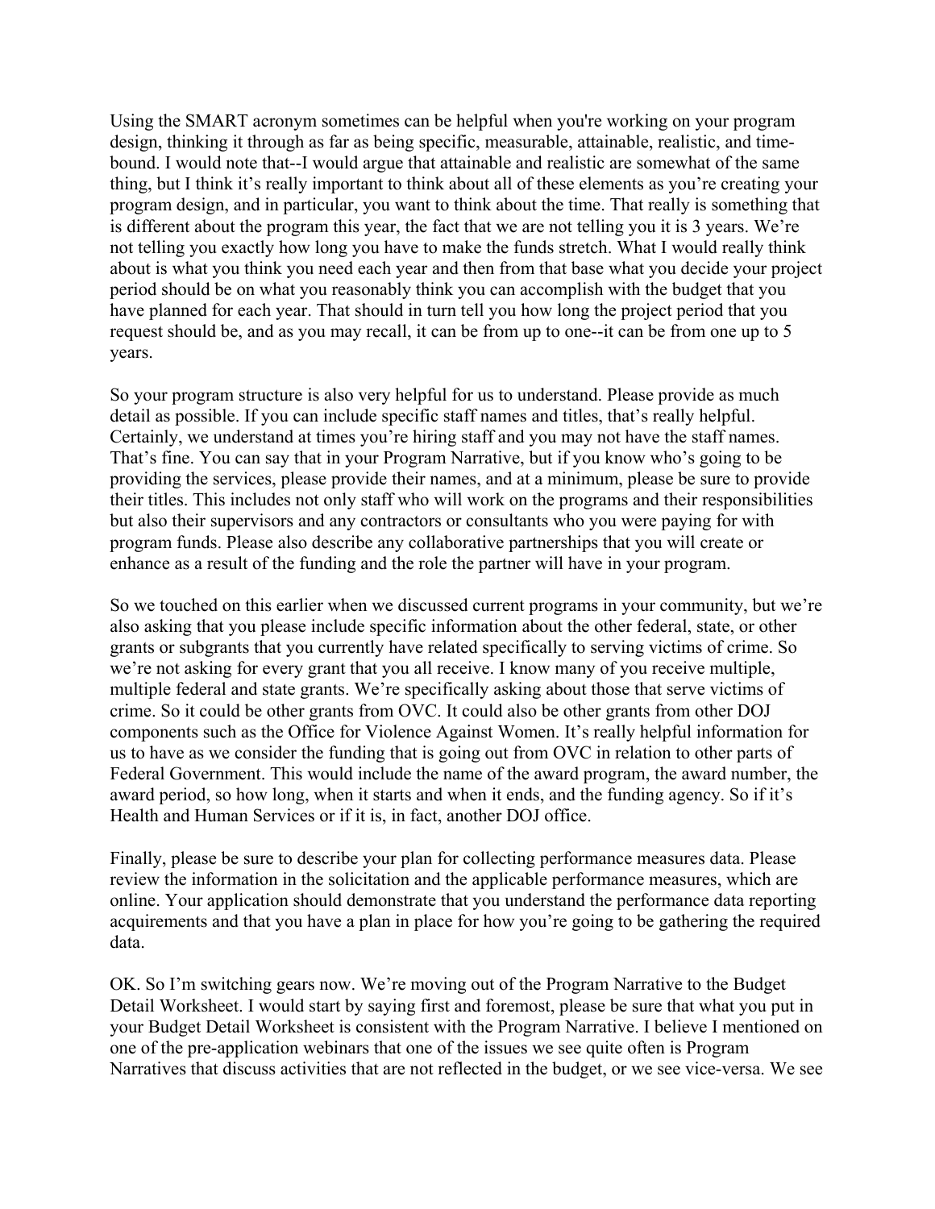Using the SMART acronym sometimes can be helpful when you're working on your program design, thinking it through as far as being specific, measurable, attainable, realistic, and time-bound. I would note that--I would argue that attainable and realistic are somewhat of the same thing, but I think it's really important to think about all of these elements as you're creating your program design, and in particular, you want to think about the time. That really is something that is different about the program this year, the fact that we are not telling you it is 3 years. We're not telling you exactly how long you have to make the funds stretch. What I would really think about is what you think you need each year and then from that base what you decide your project period should be on what you reasonably think you can accomplish with the budget that you have planned for each year. That should in turn tell you how long the project period that you request should be, and as you may recall, it can be from up to one--it can be from one up to 5 years.

So your program structure is also very helpful for us to understand. Please provide as much detail as possible. If you can include specific staff names and titles, that's really helpful. Certainly, we understand at times you're hiring staff and you may not have the staff names. That's fine. You can say that in your Program Narrative, but if you know who's going to be providing the services, please provide their names, and at a minimum, please be sure to provide their titles. This includes not only staff who will work on the programs and their responsibilities but also their supervisors and any contractors or consultants who you were paying for with program funds. Please also describe any collaborative partnerships that you will create or enhance as a result of the funding and the role the partner will have in your program.

So we touched on this earlier when we discussed current programs in your community, but we're also asking that you please include specific information about the other federal, state, or other grants or subgrants that you currently have related specifically to serving victims of crime. So we're not asking for every grant that you all receive. I know many of you receive multiple, multiple federal and state grants. We're specifically asking about those that serve victims of crime. So it could be other grants from OVC. It could also be other grants from other DOJ components such as the Office for Violence Against Women. It's really helpful information for us to have as we consider the funding that is going out from OVC in relation to other parts of Federal Government. This would include the name of the award program, the award number, the award period, so how long, when it starts and when it ends, and the funding agency. So if it's Health and Human Services or if it is, in fact, another DOJ office.

Finally, please be sure to describe your plan for collecting performance measures data. Please review the information in the solicitation and the applicable performance measures, which are online. Your application should demonstrate that you understand the performance data reporting acquirements and that you have a plan in place for how you're going to be gathering the required data.

OK. So I'm switching gears now. We're moving out of the Program Narrative to the Budget Detail Worksheet. I would start by saying first and foremost, please be sure that what you put in your Budget Detail Worksheet is consistent with the Program Narrative. I believe I mentioned on one of the pre-application webinars that one of the issues we see quite often is Program Narratives that discuss activities that are not reflected in the budget, or we see vice-versa. We see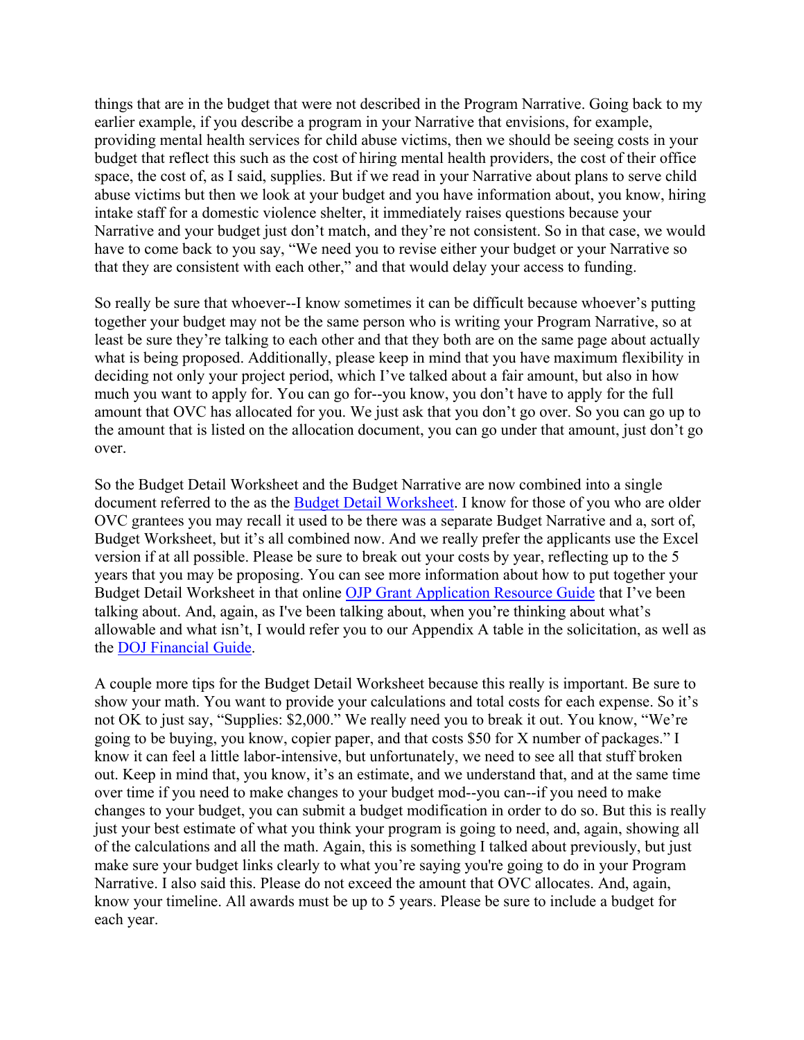things that are in the budget that were not described in the Program Narrative. Going back to my earlier example, if you describe a program in your Narrative that envisions, for example, providing mental health services for child abuse victims, then we should be seeing costs in your budget that reflect this such as the cost of hiring mental health providers, the cost of their office space, the cost of, as I said, supplies. But if we read in your Narrative about plans to serve child abuse victims but then we look at your budget and you have information about, you know, hiring intake staff for a domestic violence shelter, it immediately raises questions because your Narrative and your budget just don't match, and they're not consistent. So in that case, we would have to come back to you say, "We need you to revise either your budget or your Narrative so that they are consistent with each other," and that would delay your access to funding.

So really be sure that whoever--I know sometimes it can be difficult because whoever's putting together your budget may not be the same person who is writing your Program Narrative, so at least be sure they're talking to each other and that they both are on the same page about actually what is being proposed. Additionally, please keep in mind that you have maximum flexibility in deciding not only your project period, which I've talked about a fair amount, but also in how much you want to apply for. You can go for--you know, you don't have to apply for the full amount that OVC has allocated for you. We just ask that you don't go over. So you can go up to the amount that is listed on the allocation document, you can go under that amount, just don't go over.

So the Budget Detail Worksheet and the Budget Narrative are now combined into a single document referred to the as the [Budget Detail Worksheet](). I know for those of you who are older OVC grantees you may recall it used to be there was a separate Budget Narrative and a, sort of, Budget Worksheet, but it's all combined now. And we really prefer the applicants use the Excel version if at all possible. Please be sure to break out your costs by year, reflecting up to the 5 years that you may be proposing. You can see more information about how to put together your Budget Detail Worksheet in that online [OJP Grant Application Resource Guide]() that I've been talking about. And, again, as I've been talking about, when you're thinking about what's allowable and what isn't, I would refer you to our Appendix A table in the solicitation, as well as the [DOJ Financial Guide]().

A couple more tips for the Budget Detail Worksheet because this really is important. Be sure to show your math. You want to provide your calculations and total costs for each expense. So it's not OK to just say, "Supplies: $2,000." We really need you to break it out. You know, "We're going to be buying, you know, copier paper, and that costs $50 for X number of packages." I know it can feel a little labor-intensive, but unfortunately, we need to see all that stuff broken out. Keep in mind that, you know, it's an estimate, and we understand that, and at the same time over time if you need to make changes to your budget mod--you can--if you need to make changes to your budget, you can submit a budget modification in order to do so. But this is really just your best estimate of what you think your program is going to need, and, again, showing all of the calculations and all the math. Again, this is something I talked about previously, but just make sure your budget links clearly to what you're saying you're going to do in your Program Narrative. I also said this. Please do not exceed the amount that OVC allocates. And, again, know your timeline. All awards must be up to 5 years. Please be sure to include a budget for each year.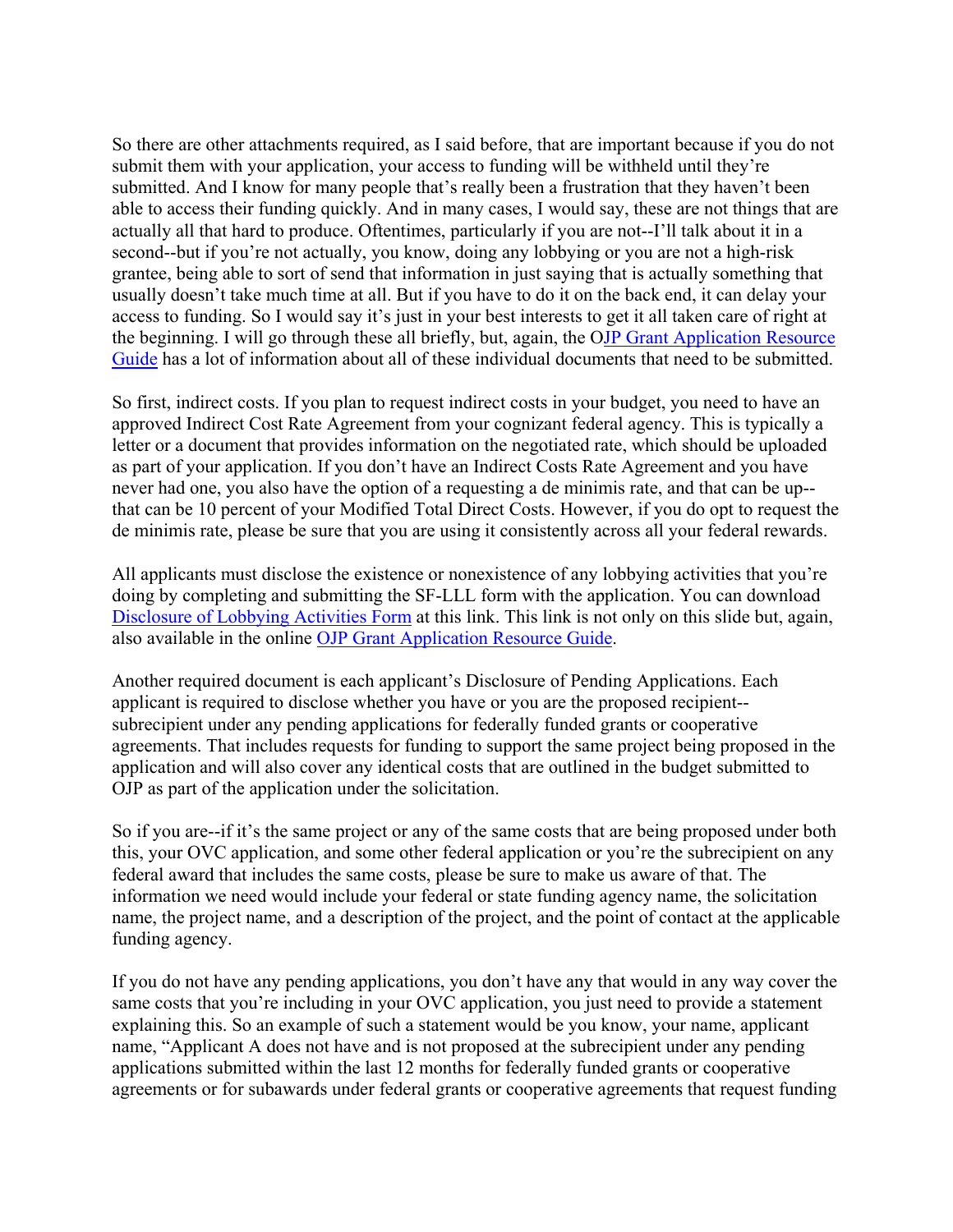So there are other attachments required, as I said before, that are important because if you do not submit them with your application, your access to funding will be withheld until they're submitted. And I know for many people that's really been a frustration that they haven't been able to access their funding quickly. And in many cases, I would say, these are not things that are actually all that hard to produce. Oftentimes, particularly if you are not--I'll talk about it in a second--but if you're not actually, you know, doing any lobbying or you are not a high-risk grantee, being able to sort of send that information in just saying that is actually something that usually doesn't take much time at all. But if you have to do it on the back end, it can delay your access to funding. So I would say it's just in your best interests to get it all taken care of right at the beginning. I will go through these all briefly, but, again, the OJP Grant Application Resource Guide has a lot of information about all of these individual documents that need to be submitted.

So first, indirect costs. If you plan to request indirect costs in your budget, you need to have an approved Indirect Cost Rate Agreement from your cognizant federal agency. This is typically a letter or a document that provides information on the negotiated rate, which should be uploaded as part of your application. If you don't have an Indirect Costs Rate Agreement and you have never had one, you also have the option of a requesting a de minimis rate, and that can be up--that can be 10 percent of your Modified Total Direct Costs. However, if you do opt to request the de minimis rate, please be sure that you are using it consistently across all your federal rewards.

All applicants must disclose the existence or nonexistence of any lobbying activities that you're doing by completing and submitting the SF-LLL form with the application. You can download Disclosure of Lobbying Activities Form at this link. This link is not only on this slide but, again, also available in the online OJP Grant Application Resource Guide.

Another required document is each applicant's Disclosure of Pending Applications. Each applicant is required to disclose whether you have or you are the proposed recipient--subrecipient under any pending applications for federally funded grants or cooperative agreements. That includes requests for funding to support the same project being proposed in the application and will also cover any identical costs that are outlined in the budget submitted to OJP as part of the application under the solicitation.

So if you are--if it's the same project or any of the same costs that are being proposed under both this, your OVC application, and some other federal application or you're the subrecipient on any federal award that includes the same costs, please be sure to make us aware of that. The information we need would include your federal or state funding agency name, the solicitation name, the project name, and a description of the project, and the point of contact at the applicable funding agency.

If you do not have any pending applications, you don't have any that would in any way cover the same costs that you're including in your OVC application, you just need to provide a statement explaining this. So an example of such a statement would be you know, your name, applicant name, "Applicant A does not have and is not proposed at the subrecipient under any pending applications submitted within the last 12 months for federally funded grants or cooperative agreements or for subawards under federal grants or cooperative agreements that request funding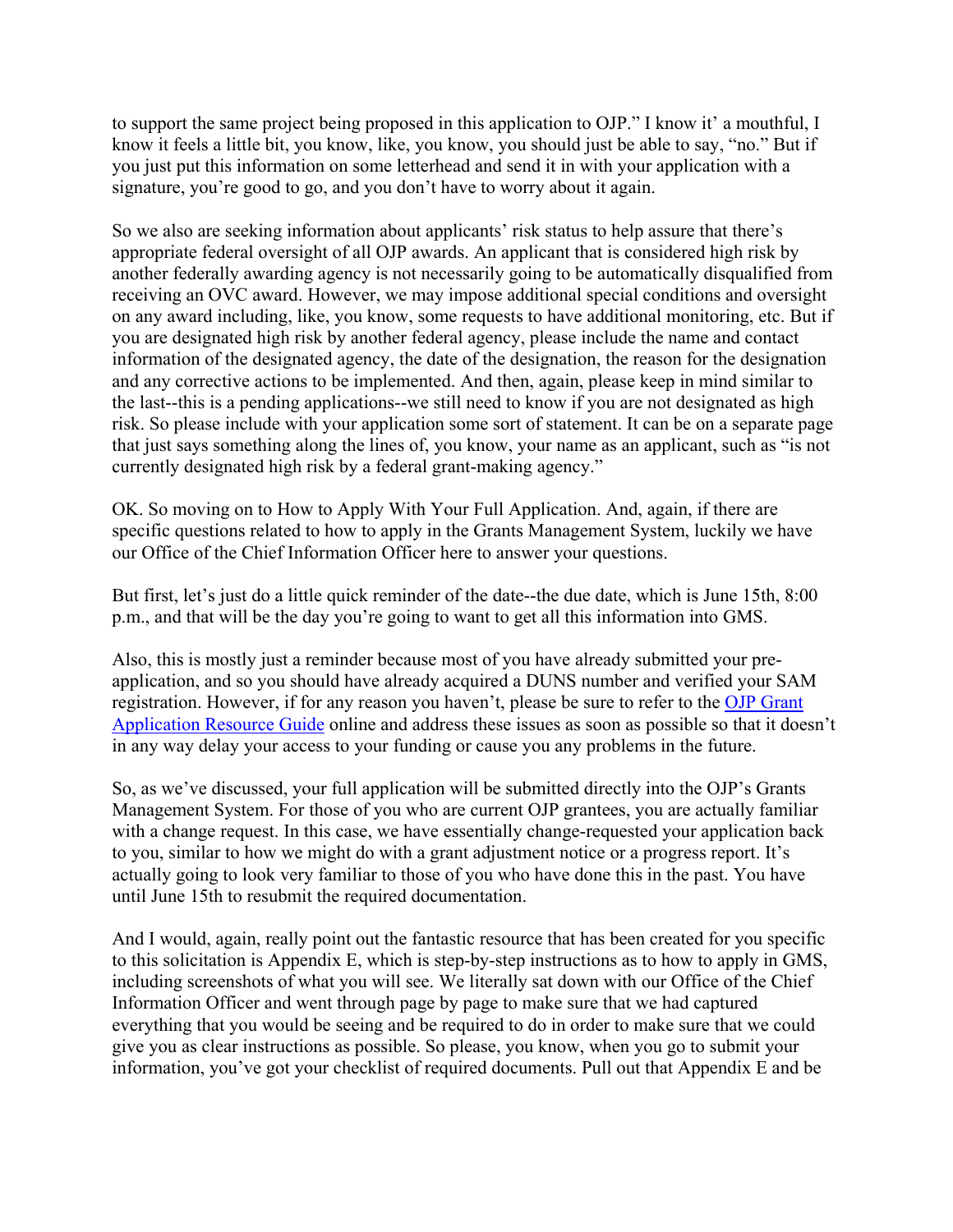to support the same project being proposed in this application to OJP." I know it' a mouthful, I know it feels a little bit, you know, like, you know, you should just be able to say, "no." But if you just put this information on some letterhead and send it in with your application with a signature, you're good to go, and you don't have to worry about it again.

So we also are seeking information about applicants' risk status to help assure that there's appropriate federal oversight of all OJP awards. An applicant that is considered high risk by another federally awarding agency is not necessarily going to be automatically disqualified from receiving an OVC award. However, we may impose additional special conditions and oversight on any award including, like, you know, some requests to have additional monitoring, etc. But if you are designated high risk by another federal agency, please include the name and contact information of the designated agency, the date of the designation, the reason for the designation and any corrective actions to be implemented. And then, again, please keep in mind similar to the last--this is a pending applications--we still need to know if you are not designated as high risk. So please include with your application some sort of statement. It can be on a separate page that just says something along the lines of, you know, your name as an applicant, such as "is not currently designated high risk by a federal grant-making agency."

OK. So moving on to How to Apply With Your Full Application. And, again, if there are specific questions related to how to apply in the Grants Management System, luckily we have our Office of the Chief Information Officer here to answer your questions.

But first, let's just do a little quick reminder of the date--the due date, which is June 15th, 8:00 p.m., and that will be the day you're going to want to get all this information into GMS.

Also, this is mostly just a reminder because most of you have already submitted your pre-application, and so you should have already acquired a DUNS number and verified your SAM registration. However, if for any reason you haven't, please be sure to refer to the [OJP Grant Application Resource Guide]() online and address these issues as soon as possible so that it doesn't in any way delay your access to your funding or cause you any problems in the future.

So, as we've discussed, your full application will be submitted directly into the OJP's Grants Management System. For those of you who are current OJP grantees, you are actually familiar with a change request. In this case, we have essentially change-requested your application back to you, similar to how we might do with a grant adjustment notice or a progress report. It's actually going to look very familiar to those of you who have done this in the past. You have until June 15th to resubmit the required documentation.

And I would, again, really point out the fantastic resource that has been created for you specific to this solicitation is Appendix E, which is step-by-step instructions as to how to apply in GMS, including screenshots of what you will see. We literally sat down with our Office of the Chief Information Officer and went through page by page to make sure that we had captured everything that you would be seeing and be required to do in order to make sure that we could give you as clear instructions as possible. So please, you know, when you go to submit your information, you've got your checklist of required documents. Pull out that Appendix E and be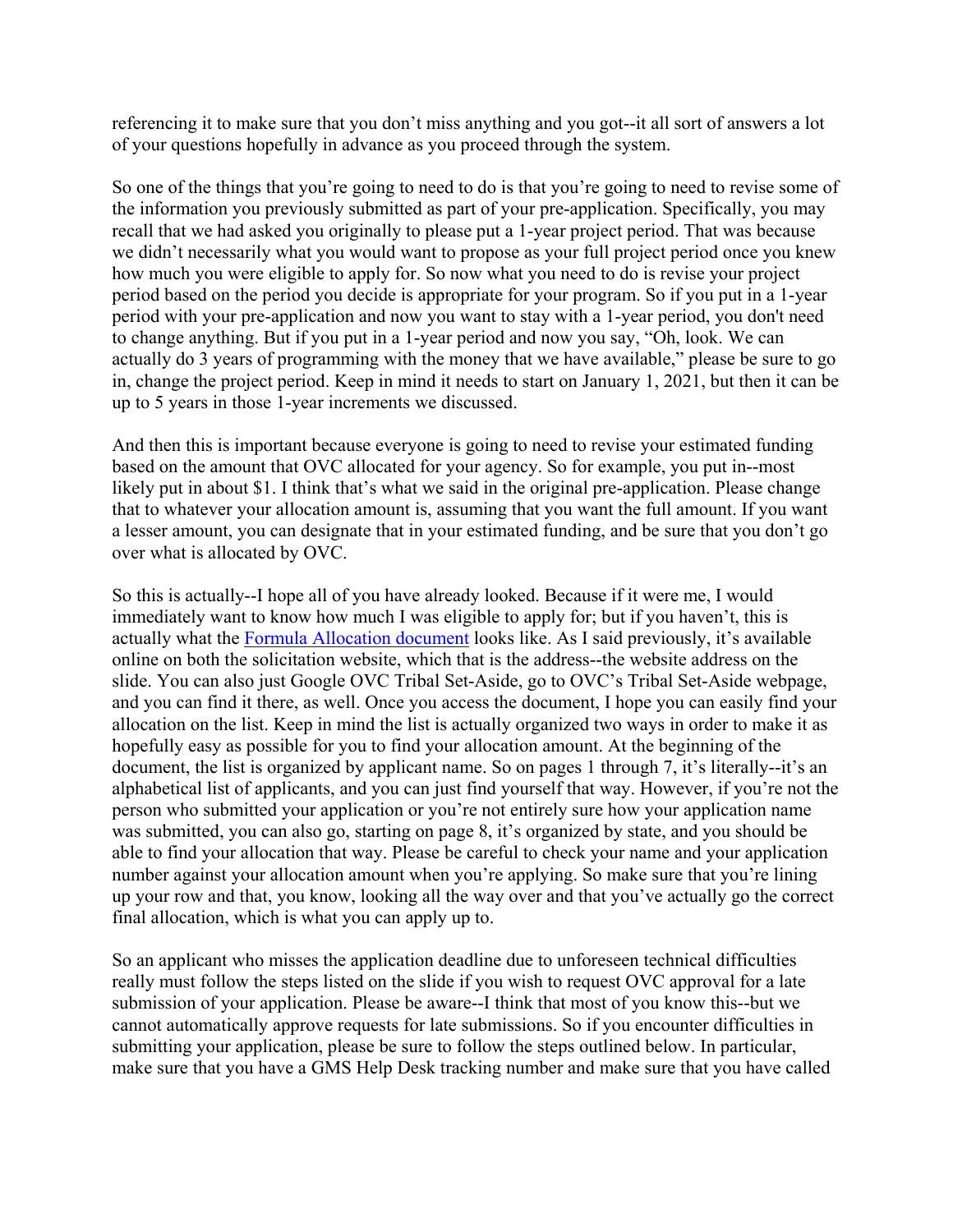referencing it to make sure that you don't miss anything and you got--it all sort of answers a lot of your questions hopefully in advance as you proceed through the system.

So one of the things that you're going to need to do is that you're going to need to revise some of the information you previously submitted as part of your pre-application. Specifically, you may recall that we had asked you originally to please put a 1-year project period. That was because we didn't necessarily what you would want to propose as your full project period once you knew how much you were eligible to apply for. So now what you need to do is revise your project period based on the period you decide is appropriate for your program. So if you put in a 1-year period with your pre-application and now you want to stay with a 1-year period, you don't need to change anything. But if you put in a 1-year period and now you say, "Oh, look. We can actually do 3 years of programming with the money that we have available," please be sure to go in, change the project period. Keep in mind it needs to start on January 1, 2021, but then it can be up to 5 years in those 1-year increments we discussed.

And then this is important because everyone is going to need to revise your estimated funding based on the amount that OVC allocated for your agency. So for example, you put in--most likely put in about $1. I think that's what we said in the original pre-application. Please change that to whatever your allocation amount is, assuming that you want the full amount. If you want a lesser amount, you can designate that in your estimated funding, and be sure that you don't go over what is allocated by OVC.

So this is actually--I hope all of you have already looked. Because if it were me, I would immediately want to know how much I was eligible to apply for; but if you haven't, this is actually what the [Formula Allocation document]() looks like. As I said previously, it's available online on both the solicitation website, which that is the address--the website address on the slide. You can also just Google OVC Tribal Set-Aside, go to OVC's Tribal Set-Aside webpage, and you can find it there, as well. Once you access the document, I hope you can easily find your allocation on the list. Keep in mind the list is actually organized two ways in order to make it as hopefully easy as possible for you to find your allocation amount. At the beginning of the document, the list is organized by applicant name. So on pages 1 through 7, it's literally--it's an alphabetical list of applicants, and you can just find yourself that way. However, if you're not the person who submitted your application or you're not entirely sure how your application name was submitted, you can also go, starting on page 8, it's organized by state, and you should be able to find your allocation that way. Please be careful to check your name and your application number against your allocation amount when you're applying. So make sure that you're lining up your row and that, you know, looking all the way over and that you've actually go the correct final allocation, which is what you can apply up to.

So an applicant who misses the application deadline due to unforeseen technical difficulties really must follow the steps listed on the slide if you wish to request OVC approval for a late submission of your application. Please be aware--I think that most of you know this--but we cannot automatically approve requests for late submissions. So if you encounter difficulties in submitting your application, please be sure to follow the steps outlined below. In particular, make sure that you have a GMS Help Desk tracking number and make sure that you have called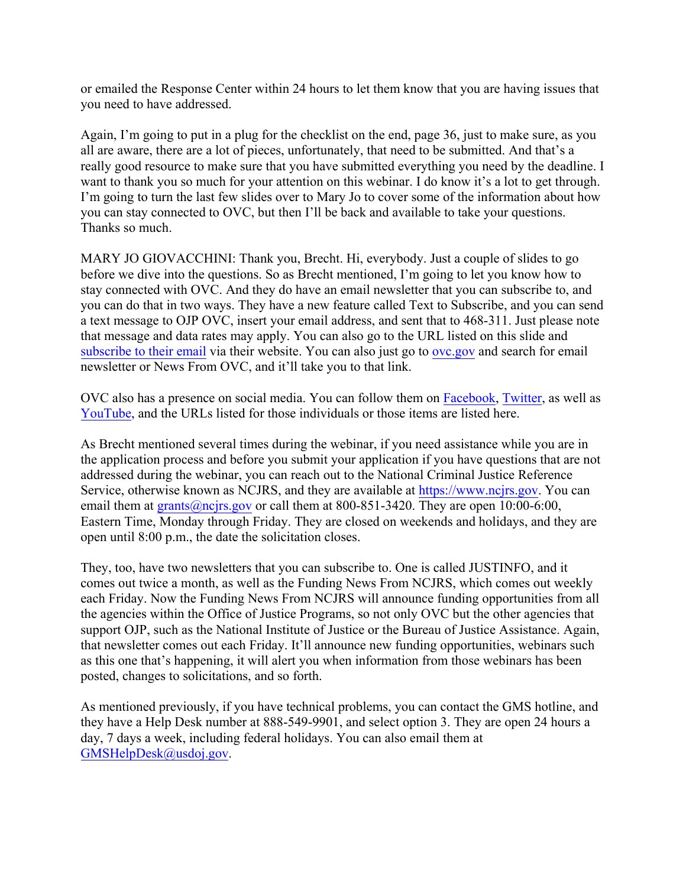or emailed the Response Center within 24 hours to let them know that you are having issues that you need to have addressed.

Again, I'm going to put in a plug for the checklist on the end, page 36, just to make sure, as you all are aware, there are a lot of pieces, unfortunately, that need to be submitted. And that's a really good resource to make sure that you have submitted everything you need by the deadline. I want to thank you so much for your attention on this webinar. I do know it's a lot to get through. I'm going to turn the last few slides over to Mary Jo to cover some of the information about how you can stay connected to OVC, but then I'll be back and available to take your questions. Thanks so much.

MARY JO GIOVACCHINI: Thank you, Brecht. Hi, everybody. Just a couple of slides to go before we dive into the questions. So as Brecht mentioned, I'm going to let you know how to stay connected with OVC. And they do have an email newsletter that you can subscribe to, and you can do that in two ways. They have a new feature called Text to Subscribe, and you can send a text message to OJP OVC, insert your email address, and sent that to 468-311. Just please note that message and data rates may apply. You can also go to the URL listed on this slide and subscribe to their email via their website. You can also just go to ovc.gov and search for email newsletter or News From OVC, and it'll take you to that link.

OVC also has a presence on social media. You can follow them on Facebook, Twitter, as well as YouTube, and the URLs listed for those individuals or those items are listed here.

As Brecht mentioned several times during the webinar, if you need assistance while you are in the application process and before you submit your application if you have questions that are not addressed during the webinar, you can reach out to the National Criminal Justice Reference Service, otherwise known as NCJRS, and they are available at https://www.ncjrs.gov. You can email them at grants@ncjrs.gov or call them at 800-851-3420. They are open 10:00-6:00, Eastern Time, Monday through Friday. They are closed on weekends and holidays, and they are open until 8:00 p.m., the date the solicitation closes.

They, too, have two newsletters that you can subscribe to. One is called JUSTINFO, and it comes out twice a month, as well as the Funding News From NCJRS, which comes out weekly each Friday. Now the Funding News From NCJRS will announce funding opportunities from all the agencies within the Office of Justice Programs, so not only OVC but the other agencies that support OJP, such as the National Institute of Justice or the Bureau of Justice Assistance. Again, that newsletter comes out each Friday. It'll announce new funding opportunities, webinars such as this one that's happening, it will alert you when information from those webinars has been posted, changes to solicitations, and so forth.

As mentioned previously, if you have technical problems, you can contact the GMS hotline, and they have a Help Desk number at 888-549-9901, and select option 3. They are open 24 hours a day, 7 days a week, including federal holidays. You can also email them at GMSHelpDesk@usdoj.gov.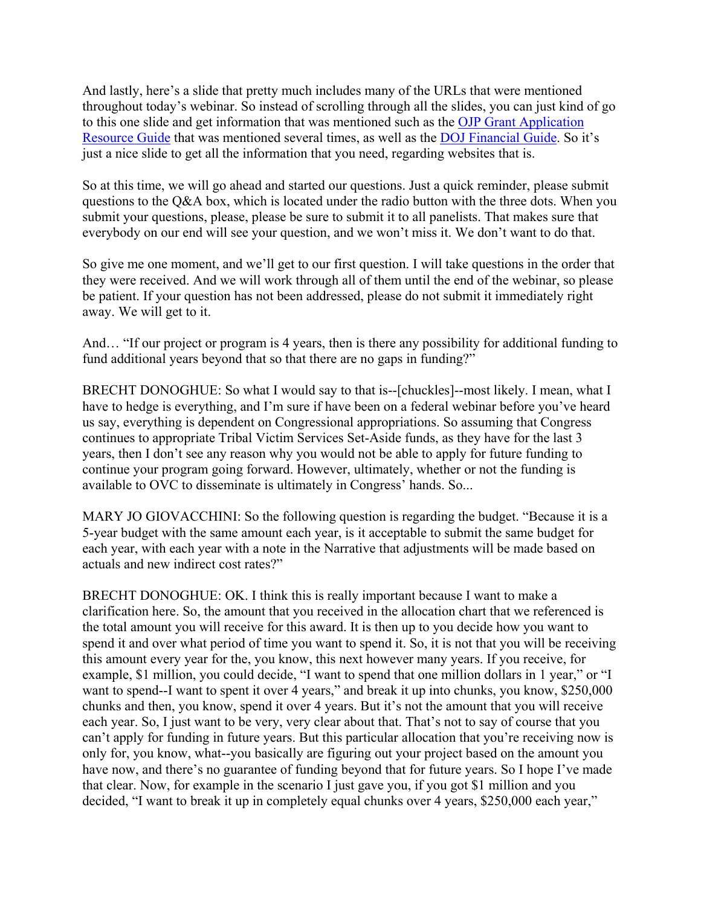And lastly, here's a slide that pretty much includes many of the URLs that were mentioned throughout today's webinar. So instead of scrolling through all the slides, you can just kind of go to this one slide and get information that was mentioned such as the OJP Grant Application Resource Guide that was mentioned several times, as well as the DOJ Financial Guide. So it's just a nice slide to get all the information that you need, regarding websites that is.

So at this time, we will go ahead and started our questions. Just a quick reminder, please submit questions to the Q&A box, which is located under the radio button with the three dots. When you submit your questions, please, please be sure to submit it to all panelists. That makes sure that everybody on our end will see your question, and we won't miss it. We don't want to do that.

So give me one moment, and we'll get to our first question. I will take questions in the order that they were received. And we will work through all of them until the end of the webinar, so please be patient. If your question has not been addressed, please do not submit it immediately right away. We will get to it.

And… "If our project or program is 4 years, then is there any possibility for additional funding to fund additional years beyond that so that there are no gaps in funding?"

BRECHT DONOGHUE: So what I would say to that is--[chuckles]--most likely. I mean, what I have to hedge is everything, and I'm sure if have been on a federal webinar before you've heard us say, everything is dependent on Congressional appropriations. So assuming that Congress continues to appropriate Tribal Victim Services Set-Aside funds, as they have for the last 3 years, then I don't see any reason why you would not be able to apply for future funding to continue your program going forward. However, ultimately, whether or not the funding is available to OVC to disseminate is ultimately in Congress' hands. So...

MARY JO GIOVACCHINI: So the following question is regarding the budget. "Because it is a 5-year budget with the same amount each year, is it acceptable to submit the same budget for each year, with each year with a note in the Narrative that adjustments will be made based on actuals and new indirect cost rates?"

BRECHT DONOGHUE: OK. I think this is really important because I want to make a clarification here. So, the amount that you received in the allocation chart that we referenced is the total amount you will receive for this award. It is then up to you decide how you want to spend it and over what period of time you want to spend it. So, it is not that you will be receiving this amount every year for the, you know, this next however many years. If you receive, for example, $1 million, you could decide, "I want to spend that one million dollars in 1 year," or "I want to spend--I want to spent it over 4 years," and break it up into chunks, you know, $250,000 chunks and then, you know, spend it over 4 years. But it's not the amount that you will receive each year. So, I just want to be very, very clear about that. That's not to say of course that you can't apply for funding in future years. But this particular allocation that you're receiving now is only for, you know, what--you basically are figuring out your project based on the amount you have now, and there's no guarantee of funding beyond that for future years. So I hope I've made that clear. Now, for example in the scenario I just gave you, if you got $1 million and you decided, "I want to break it up in completely equal chunks over 4 years, $250,000 each year,"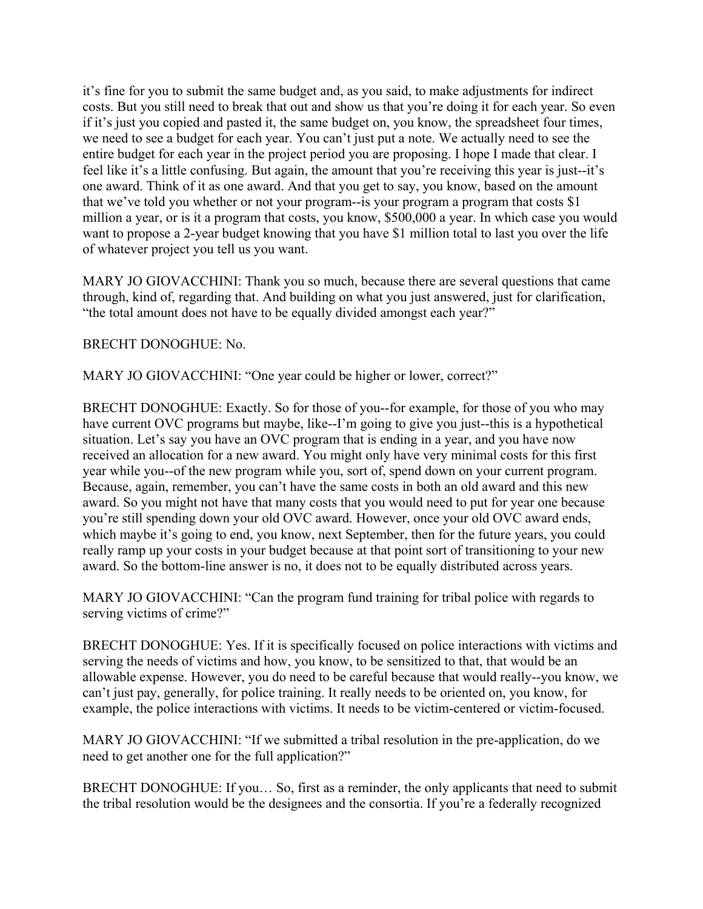it's fine for you to submit the same budget and, as you said, to make adjustments for indirect costs. But you still need to break that out and show us that you're doing it for each year. So even if it's just you copied and pasted it, the same budget on, you know, the spreadsheet four times, we need to see a budget for each year. You can't just put a note. We actually need to see the entire budget for each year in the project period you are proposing. I hope I made that clear. I feel like it's a little confusing. But again, the amount that you're receiving this year is just--it's one award. Think of it as one award. And that you get to say, you know, based on the amount that we've told you whether or not your program--is your program a program that costs $1 million a year, or is it a program that costs, you know, $500,000 a year. In which case you would want to propose a 2-year budget knowing that you have $1 million total to last you over the life of whatever project you tell us you want.

MARY JO GIOVACCHINI: Thank you so much, because there are several questions that came through, kind of, regarding that. And building on what you just answered, just for clarification, "the total amount does not have to be equally divided amongst each year?"

BRECHT DONOGHUE: No.

MARY JO GIOVACCHINI: "One year could be higher or lower, correct?"

BRECHT DONOGHUE: Exactly. So for those of you--for example, for those of you who may have current OVC programs but maybe, like--I'm going to give you just--this is a hypothetical situation. Let's say you have an OVC program that is ending in a year, and you have now received an allocation for a new award. You might only have very minimal costs for this first year while you--of the new program while you, sort of, spend down on your current program. Because, again, remember, you can't have the same costs in both an old award and this new award. So you might not have that many costs that you would need to put for year one because you're still spending down your old OVC award. However, once your old OVC award ends, which maybe it's going to end, you know, next September, then for the future years, you could really ramp up your costs in your budget because at that point sort of transitioning to your new award. So the bottom-line answer is no, it does not to be equally distributed across years.

MARY JO GIOVACCHINI: "Can the program fund training for tribal police with regards to serving victims of crime?"

BRECHT DONOGHUE: Yes. If it is specifically focused on police interactions with victims and serving the needs of victims and how, you know, to be sensitized to that, that would be an allowable expense. However, you do need to be careful because that would really--you know, we can't just pay, generally, for police training. It really needs to be oriented on, you know, for example, the police interactions with victims. It needs to be victim-centered or victim-focused.

MARY JO GIOVACCHINI: "If we submitted a tribal resolution in the pre-application, do we need to get another one for the full application?"

BRECHT DONOGHUE: If you… So, first as a reminder, the only applicants that need to submit the tribal resolution would be the designees and the consortia. If you're a federally recognized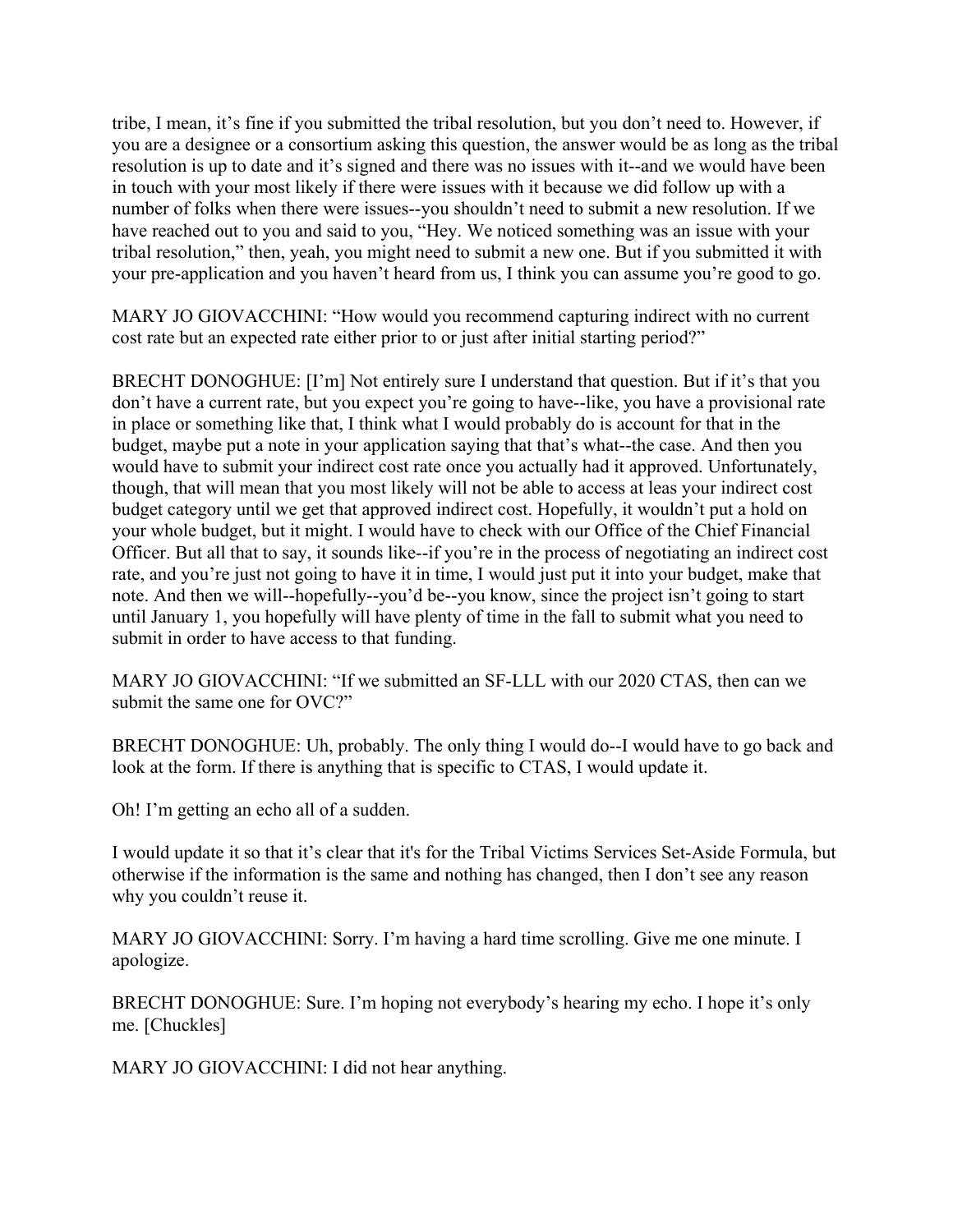tribe, I mean, it's fine if you submitted the tribal resolution, but you don't need to. However, if you are a designee or a consortium asking this question, the answer would be as long as the tribal resolution is up to date and it's signed and there was no issues with it--and we would have been in touch with your most likely if there were issues with it because we did follow up with a number of folks when there were issues--you shouldn't need to submit a new resolution. If we have reached out to you and said to you, "Hey. We noticed something was an issue with your tribal resolution," then, yeah, you might need to submit a new one. But if you submitted it with your pre-application and you haven't heard from us, I think you can assume you're good to go.

MARY JO GIOVACCHINI: "How would you recommend capturing indirect with no current cost rate but an expected rate either prior to or just after initial starting period?"

BRECHT DONOGHUE: [I'm] Not entirely sure I understand that question. But if it's that you don't have a current rate, but you expect you're going to have--like, you have a provisional rate in place or something like that, I think what I would probably do is account for that in the budget, maybe put a note in your application saying that that's what--the case. And then you would have to submit your indirect cost rate once you actually had it approved. Unfortunately, though, that will mean that you most likely will not be able to access at leas your indirect cost budget category until we get that approved indirect cost. Hopefully, it wouldn't put a hold on your whole budget, but it might. I would have to check with our Office of the Chief Financial Officer. But all that to say, it sounds like--if you're in the process of negotiating an indirect cost rate, and you're just not going to have it in time, I would just put it into your budget, make that note. And then we will--hopefully--you'd be--you know, since the project isn't going to start until January 1, you hopefully will have plenty of time in the fall to submit what you need to submit in order to have access to that funding.

MARY JO GIOVACCHINI: "If we submitted an SF-LLL with our 2020 CTAS, then can we submit the same one for OVC?"

BRECHT DONOGHUE: Uh, probably. The only thing I would do--I would have to go back and look at the form. If there is anything that is specific to CTAS, I would update it.

Oh! I'm getting an echo all of a sudden.

I would update it so that it's clear that it's for the Tribal Victims Services Set-Aside Formula, but otherwise if the information is the same and nothing has changed, then I don't see any reason why you couldn't reuse it.

MARY JO GIOVACCHINI: Sorry. I'm having a hard time scrolling. Give me one minute. I apologize.

BRECHT DONOGHUE: Sure. I'm hoping not everybody's hearing my echo. I hope it's only me. [Chuckles]

MARY JO GIOVACCHINI: I did not hear anything.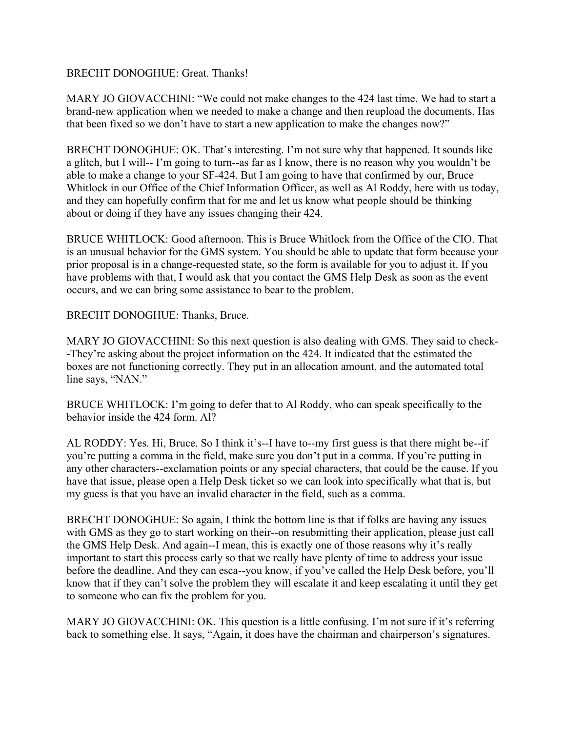BRECHT DONOGHUE: Great. Thanks!

MARY JO GIOVACCHINI: "We could not make changes to the 424 last time. We had to start a brand-new application when we needed to make a change and then reupload the documents. Has that been fixed so we don't have to start a new application to make the changes now?"

BRECHT DONOGHUE: OK. That's interesting. I'm not sure why that happened. It sounds like a glitch, but I will-- I'm going to turn--as far as I know, there is no reason why you wouldn't be able to make a change to your SF-424. But I am going to have that confirmed by our, Bruce Whitlock in our Office of the Chief Information Officer, as well as Al Roddy, here with us today, and they can hopefully confirm that for me and let us know what people should be thinking about or doing if they have any issues changing their 424.

BRUCE WHITLOCK: Good afternoon. This is Bruce Whitlock from the Office of the CIO. That is an unusual behavior for the GMS system. You should be able to update that form because your prior proposal is in a change-requested state, so the form is available for you to adjust it. If you have problems with that, I would ask that you contact the GMS Help Desk as soon as the event occurs, and we can bring some assistance to bear to the problem.

BRECHT DONOGHUE: Thanks, Bruce.

MARY JO GIOVACCHINI: So this next question is also dealing with GMS. They said to check--They're asking about the project information on the 424. It indicated that the estimated the boxes are not functioning correctly. They put in an allocation amount, and the automated total line says, "NAN."

BRUCE WHITLOCK: I'm going to defer that to Al Roddy, who can speak specifically to the behavior inside the 424 form. Al?

AL RODDY: Yes. Hi, Bruce. So I think it's--I have to--my first guess is that there might be--if you're putting a comma in the field, make sure you don't put in a comma. If you're putting in any other characters--exclamation points or any special characters, that could be the cause. If you have that issue, please open a Help Desk ticket so we can look into specifically what that is, but my guess is that you have an invalid character in the field, such as a comma.

BRECHT DONOGHUE: So again, I think the bottom line is that if folks are having any issues with GMS as they go to start working on their--on resubmitting their application, please just call the GMS Help Desk. And again--I mean, this is exactly one of those reasons why it's really important to start this process early so that we really have plenty of time to address your issue before the deadline. And they can esca--you know, if you've called the Help Desk before, you'll know that if they can't solve the problem they will escalate it and keep escalating it until they get to someone who can fix the problem for you.

MARY JO GIOVACCHINI: OK. This question is a little confusing. I'm not sure if it's referring back to something else. It says, "Again, it does have the chairman and chairperson's signatures.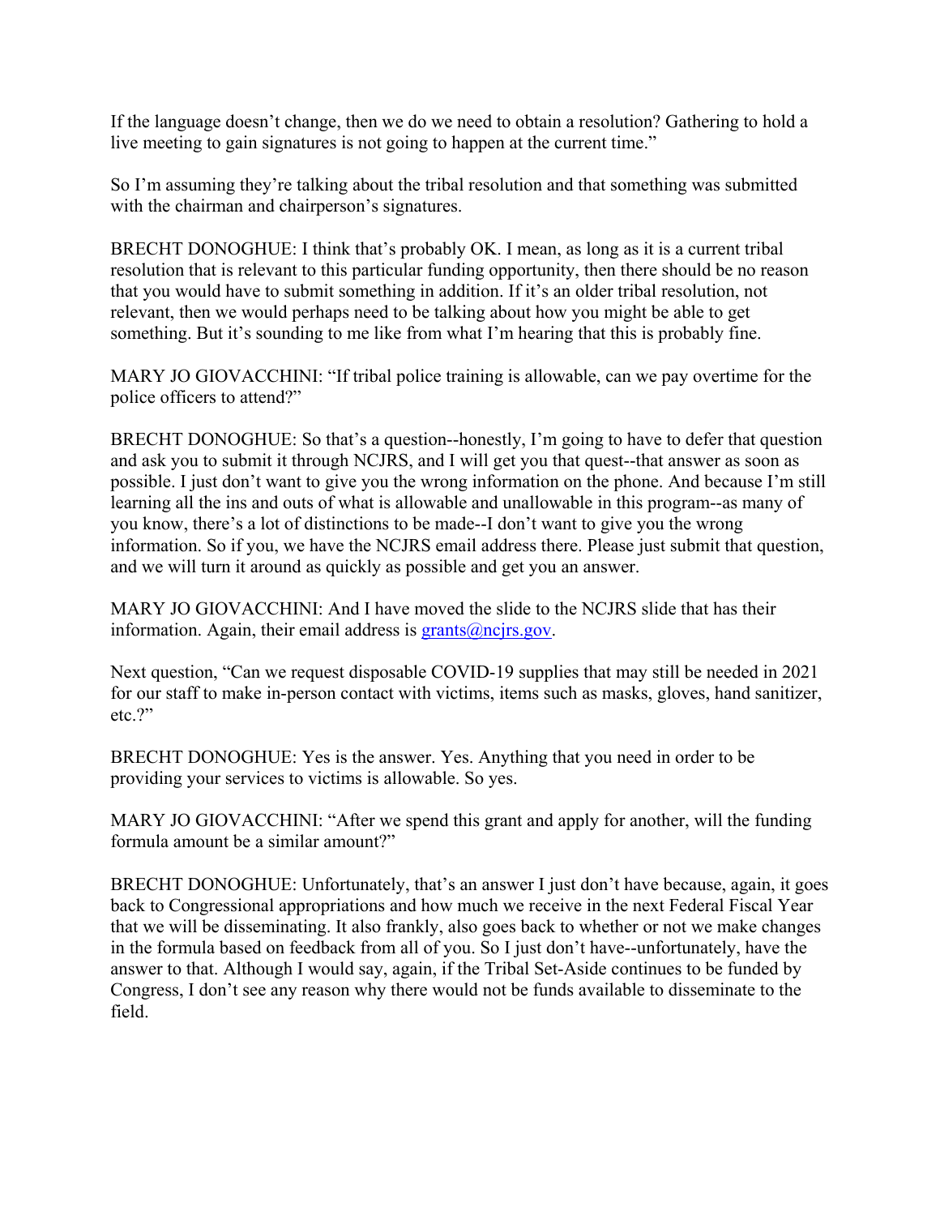If the language doesn't change, then we do we need to obtain a resolution? Gathering to hold a live meeting to gain signatures is not going to happen at the current time."

So I'm assuming they're talking about the tribal resolution and that something was submitted with the chairman and chairperson's signatures.

BRECHT DONOGHUE: I think that's probably OK. I mean, as long as it is a current tribal resolution that is relevant to this particular funding opportunity, then there should be no reason that you would have to submit something in addition. If it's an older tribal resolution, not relevant, then we would perhaps need to be talking about how you might be able to get something. But it's sounding to me like from what I'm hearing that this is probably fine.

MARY JO GIOVACCHINI: "If tribal police training is allowable, can we pay overtime for the police officers to attend?"

BRECHT DONOGHUE: So that's a question--honestly, I'm going to have to defer that question and ask you to submit it through NCJRS, and I will get you that quest--that answer as soon as possible. I just don't want to give you the wrong information on the phone. And because I'm still learning all the ins and outs of what is allowable and unallowable in this program--as many of you know, there's a lot of distinctions to be made--I don't want to give you the wrong information. So if you, we have the NCJRS email address there. Please just submit that question, and we will turn it around as quickly as possible and get you an answer.

MARY JO GIOVACCHINI: And I have moved the slide to the NCJRS slide that has their information. Again, their email address is grants@ncjrs.gov.

Next question, "Can we request disposable COVID-19 supplies that may still be needed in 2021 for our staff to make in-person contact with victims, items such as masks, gloves, hand sanitizer, etc.?"

BRECHT DONOGHUE: Yes is the answer. Yes. Anything that you need in order to be providing your services to victims is allowable. So yes.

MARY JO GIOVACCHINI: "After we spend this grant and apply for another, will the funding formula amount be a similar amount?"

BRECHT DONOGHUE: Unfortunately, that's an answer I just don't have because, again, it goes back to Congressional appropriations and how much we receive in the next Federal Fiscal Year that we will be disseminating. It also frankly, also goes back to whether or not we make changes in the formula based on feedback from all of you. So I just don't have--unfortunately, have the answer to that. Although I would say, again, if the Tribal Set-Aside continues to be funded by Congress, I don't see any reason why there would not be funds available to disseminate to the field.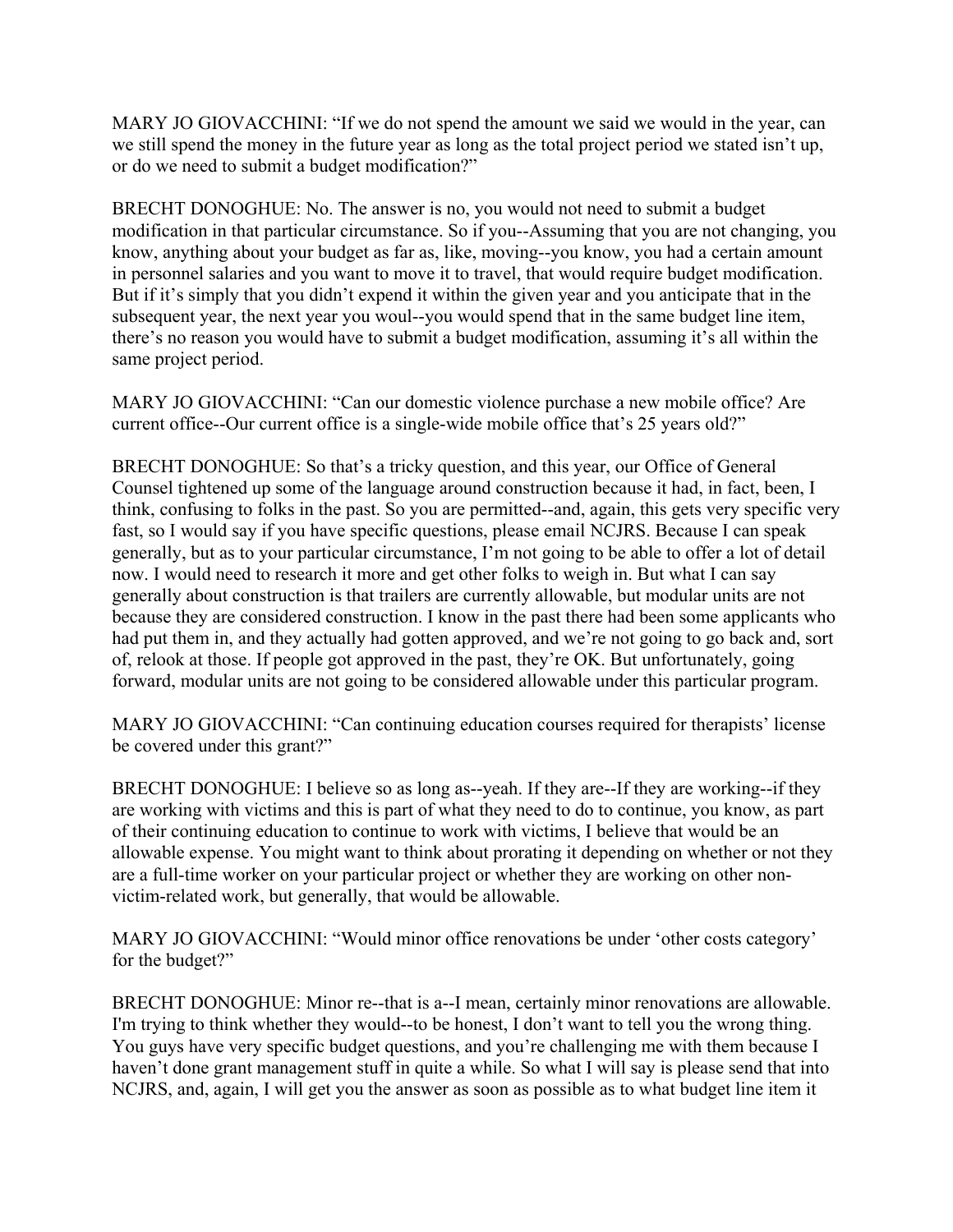MARY JO GIOVACCHINI: “If we do not spend the amount we said we would in the year, can we still spend the money in the future year as long as the total project period we stated isn’t up, or do we need to submit a budget modification?”

BRECHT DONOGHUE: No. The answer is no, you would not need to submit a budget modification in that particular circumstance. So if you--Assuming that you are not changing, you know, anything about your budget as far as, like, moving--you know, you had a certain amount in personnel salaries and you want to move it to travel, that would require budget modification. But if it’s simply that you didn’t expend it within the given year and you anticipate that in the subsequent year, the next year you woul--you would spend that in the same budget line item, there’s no reason you would have to submit a budget modification, assuming it’s all within the same project period.

MARY JO GIOVACCHINI: “Can our domestic violence purchase a new mobile office? Are current office--Our current office is a single-wide mobile office that’s 25 years old?”

BRECHT DONOGHUE: So that’s a tricky question, and this year, our Office of General Counsel tightened up some of the language around construction because it had, in fact, been, I think, confusing to folks in the past. So you are permitted--and, again, this gets very specific very fast, so I would say if you have specific questions, please email NCJRS. Because I can speak generally, but as to your particular circumstance, I’m not going to be able to offer a lot of detail now. I would need to research it more and get other folks to weigh in. But what I can say generally about construction is that trailers are currently allowable, but modular units are not because they are considered construction. I know in the past there had been some applicants who had put them in, and they actually had gotten approved, and we’re not going to go back and, sort of, relook at those. If people got approved in the past, they’re OK. But unfortunately, going forward, modular units are not going to be considered allowable under this particular program.

MARY JO GIOVACCHINI: “Can continuing education courses required for therapists’ license be covered under this grant?”

BRECHT DONOGHUE: I believe so as long as--yeah. If they are--If they are working--if they are working with victims and this is part of what they need to do to continue, you know, as part of their continuing education to continue to work with victims, I believe that would be an allowable expense. You might want to think about prorating it depending on whether or not they are a full-time worker on your particular project or whether they are working on other non-victim-related work, but generally, that would be allowable.

MARY JO GIOVACCHINI: “Would minor office renovations be under ‘other costs category’ for the budget?”

BRECHT DONOGHUE: Minor re--that is a--I mean, certainly minor renovations are allowable. I'm trying to think whether they would--to be honest, I don’t want to tell you the wrong thing. You guys have very specific budget questions, and you’re challenging me with them because I haven’t done grant management stuff in quite a while. So what I will say is please send that into NCJRS, and, again, I will get you the answer as soon as possible as to what budget line item it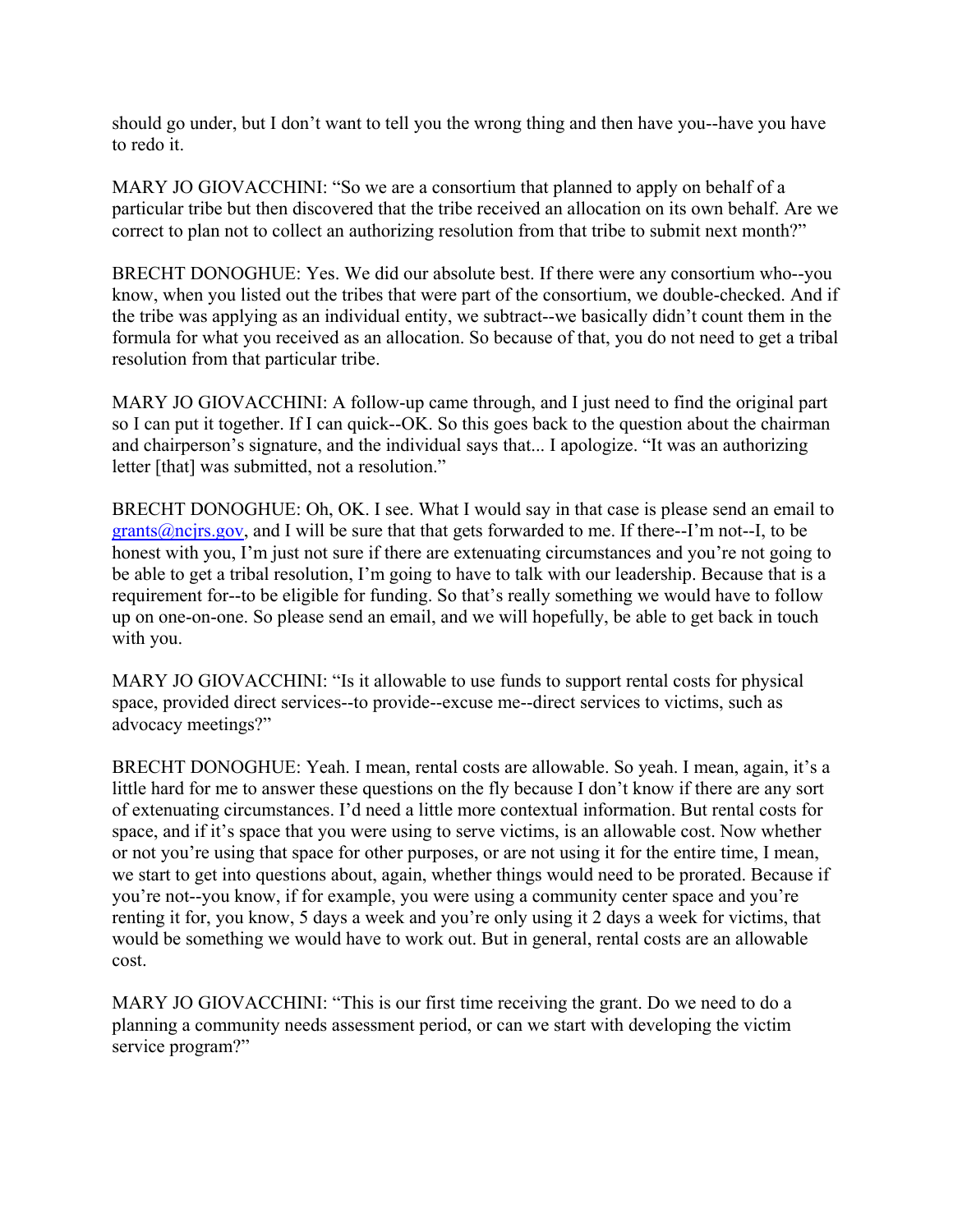should go under, but I don't want to tell you the wrong thing and then have you--have you have to redo it.

MARY JO GIOVACCHINI: "So we are a consortium that planned to apply on behalf of a particular tribe but then discovered that the tribe received an allocation on its own behalf. Are we correct to plan not to collect an authorizing resolution from that tribe to submit next month?"

BRECHT DONOGHUE: Yes. We did our absolute best. If there were any consortium who--you know, when you listed out the tribes that were part of the consortium, we double-checked. And if the tribe was applying as an individual entity, we subtract--we basically didn't count them in the formula for what you received as an allocation. So because of that, you do not need to get a tribal resolution from that particular tribe.

MARY JO GIOVACCHINI: A follow-up came through, and I just need to find the original part so I can put it together. If I can quick--OK. So this goes back to the question about the chairman and chairperson's signature, and the individual says that... I apologize. "It was an authorizing letter [that] was submitted, not a resolution."

BRECHT DONOGHUE: Oh, OK. I see. What I would say in that case is please send an email to grants@ncjrs.gov, and I will be sure that that gets forwarded to me. If there--I'm not--I, to be honest with you, I'm just not sure if there are extenuating circumstances and you're not going to be able to get a tribal resolution, I'm going to have to talk with our leadership. Because that is a requirement for--to be eligible for funding. So that's really something we would have to follow up on one-on-one. So please send an email, and we will hopefully, be able to get back in touch with you.

MARY JO GIOVACCHINI: "Is it allowable to use funds to support rental costs for physical space, provided direct services--to provide--excuse me--direct services to victims, such as advocacy meetings?"

BRECHT DONOGHUE: Yeah. I mean, rental costs are allowable. So yeah. I mean, again, it's a little hard for me to answer these questions on the fly because I don't know if there are any sort of extenuating circumstances. I'd need a little more contextual information. But rental costs for space, and if it's space that you were using to serve victims, is an allowable cost. Now whether or not you're using that space for other purposes, or are not using it for the entire time, I mean, we start to get into questions about, again, whether things would need to be prorated. Because if you're not--you know, if for example, you were using a community center space and you're renting it for, you know, 5 days a week and you're only using it 2 days a week for victims, that would be something we would have to work out. But in general, rental costs are an allowable cost.

MARY JO GIOVACCHINI: "This is our first time receiving the grant. Do we need to do a planning a community needs assessment period, or can we start with developing the victim service program?"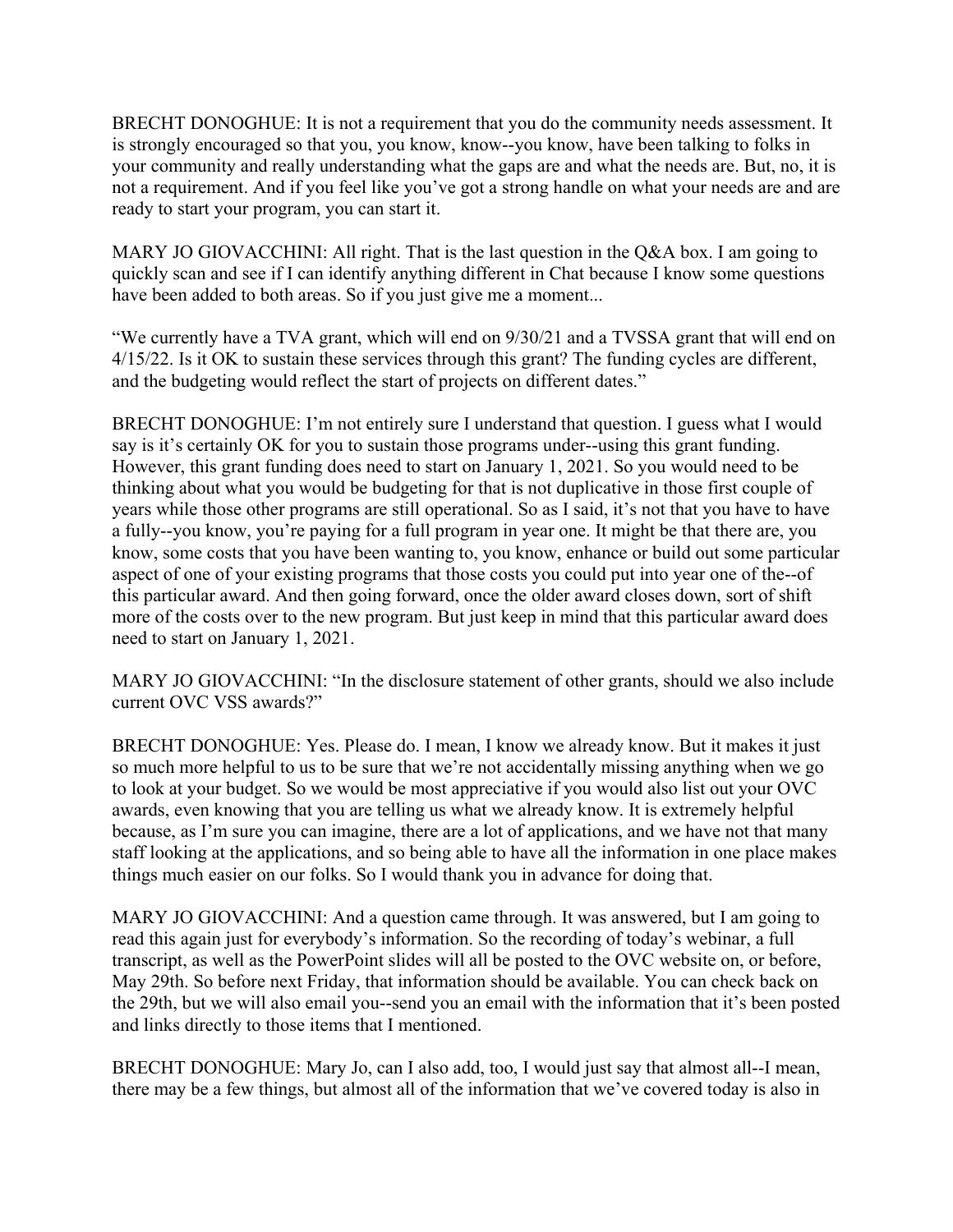BRECHT DONOGHUE: It is not a requirement that you do the community needs assessment. It is strongly encouraged so that you, you know, know--you know, have been talking to folks in your community and really understanding what the gaps are and what the needs are. But, no, it is not a requirement. And if you feel like you've got a strong handle on what your needs are and are ready to start your program, you can start it.

MARY JO GIOVACCHINI: All right. That is the last question in the Q&A box. I am going to quickly scan and see if I can identify anything different in Chat because I know some questions have been added to both areas. So if you just give me a moment...

"We currently have a TVA grant, which will end on 9/30/21 and a TVSSA grant that will end on 4/15/22. Is it OK to sustain these services through this grant? The funding cycles are different, and the budgeting would reflect the start of projects on different dates."

BRECHT DONOGHUE: I'm not entirely sure I understand that question. I guess what I would say is it's certainly OK for you to sustain those programs under--using this grant funding. However, this grant funding does need to start on January 1, 2021. So you would need to be thinking about what you would be budgeting for that is not duplicative in those first couple of years while those other programs are still operational. So as I said, it's not that you have to have a fully--you know, you're paying for a full program in year one. It might be that there are, you know, some costs that you have been wanting to, you know, enhance or build out some particular aspect of one of your existing programs that those costs you could put into year one of the--of this particular award. And then going forward, once the older award closes down, sort of shift more of the costs over to the new program. But just keep in mind that this particular award does need to start on January 1, 2021.

MARY JO GIOVACCHINI: "In the disclosure statement of other grants, should we also include current OVC VSS awards?"

BRECHT DONOGHUE: Yes. Please do. I mean, I know we already know. But it makes it just so much more helpful to us to be sure that we're not accidentally missing anything when we go to look at your budget. So we would be most appreciative if you would also list out your OVC awards, even knowing that you are telling us what we already know. It is extremely helpful because, as I'm sure you can imagine, there are a lot of applications, and we have not that many staff looking at the applications, and so being able to have all the information in one place makes things much easier on our folks. So I would thank you in advance for doing that.

MARY JO GIOVACCHINI: And a question came through. It was answered, but I am going to read this again just for everybody's information. So the recording of today's webinar, a full transcript, as well as the PowerPoint slides will all be posted to the OVC website on, or before, May 29th. So before next Friday, that information should be available. You can check back on the 29th, but we will also email you--send you an email with the information that it's been posted and links directly to those items that I mentioned.

BRECHT DONOGHUE: Mary Jo, can I also add, too, I would just say that almost all--I mean, there may be a few things, but almost all of the information that we've covered today is also in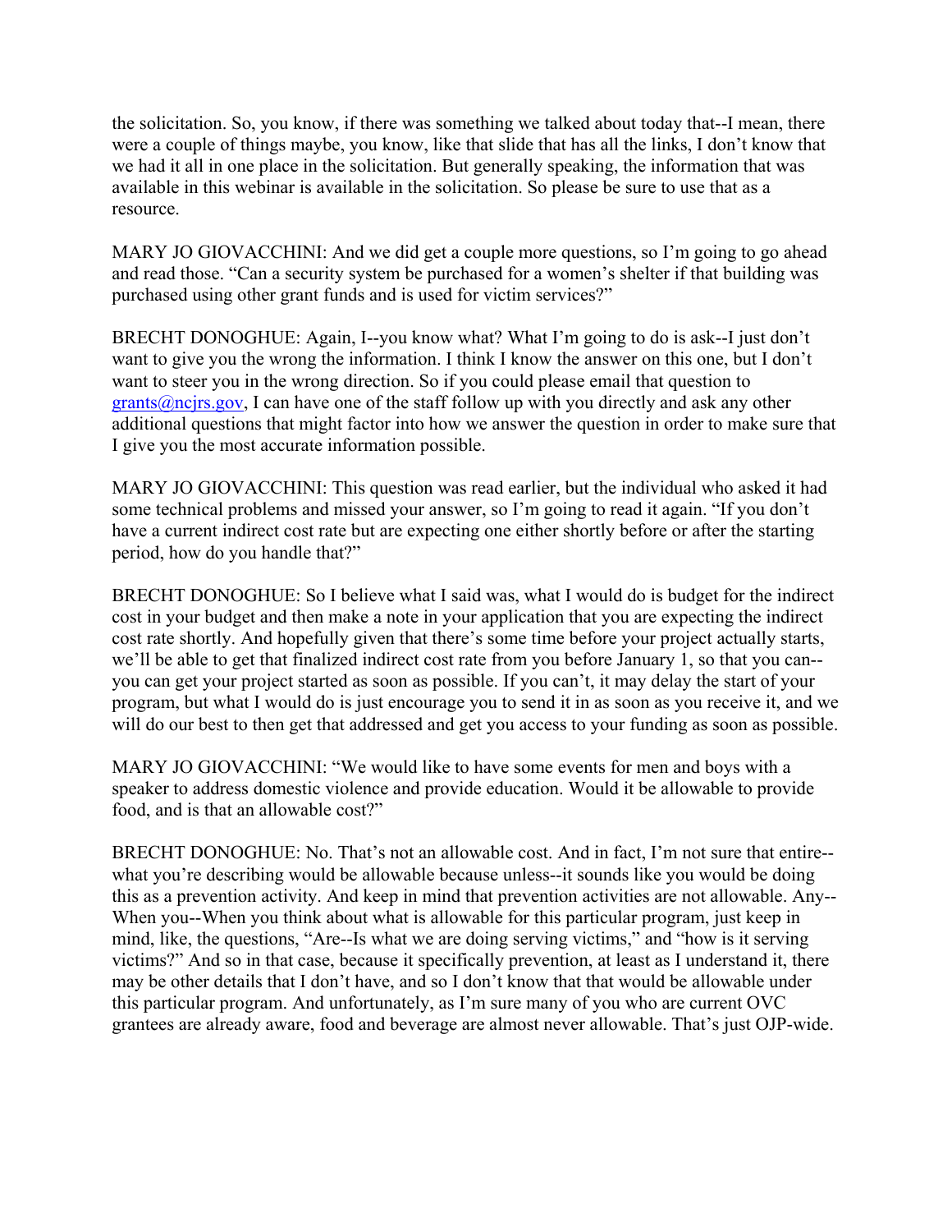the solicitation. So, you know, if there was something we talked about today that--I mean, there were a couple of things maybe, you know, like that slide that has all the links, I don't know that we had it all in one place in the solicitation. But generally speaking, the information that was available in this webinar is available in the solicitation. So please be sure to use that as a resource.

MARY JO GIOVACCHINI: And we did get a couple more questions, so I'm going to go ahead and read those. "Can a security system be purchased for a women's shelter if that building was purchased using other grant funds and is used for victim services?"

BRECHT DONOGHUE: Again, I--you know what? What I'm going to do is ask--I just don't want to give you the wrong the information. I think I know the answer on this one, but I don't want to steer you in the wrong direction. So if you could please email that question to grants@ncjrs.gov, I can have one of the staff follow up with you directly and ask any other additional questions that might factor into how we answer the question in order to make sure that I give you the most accurate information possible.

MARY JO GIOVACCHINI: This question was read earlier, but the individual who asked it had some technical problems and missed your answer, so I'm going to read it again. "If you don't have a current indirect cost rate but are expecting one either shortly before or after the starting period, how do you handle that?"

BRECHT DONOGHUE: So I believe what I said was, what I would do is budget for the indirect cost in your budget and then make a note in your application that you are expecting the indirect cost rate shortly. And hopefully given that there's some time before your project actually starts, we'll be able to get that finalized indirect cost rate from you before January 1, so that you can--you can get your project started as soon as possible. If you can't, it may delay the start of your program, but what I would do is just encourage you to send it in as soon as you receive it, and we will do our best to then get that addressed and get you access to your funding as soon as possible.

MARY JO GIOVACCHINI: "We would like to have some events for men and boys with a speaker to address domestic violence and provide education. Would it be allowable to provide food, and is that an allowable cost?"

BRECHT DONOGHUE: No. That's not an allowable cost. And in fact, I'm not sure that entire--what you're describing would be allowable because unless--it sounds like you would be doing this as a prevention activity. And keep in mind that prevention activities are not allowable. Any--When you--When you think about what is allowable for this particular program, just keep in mind, like, the questions, "Are--Is what we are doing serving victims," and "how is it serving victims?" And so in that case, because it specifically prevention, at least as I understand it, there may be other details that I don't have, and so I don't know that that would be allowable under this particular program. And unfortunately, as I'm sure many of you who are current OVC grantees are already aware, food and beverage are almost never allowable. That's just OJP-wide.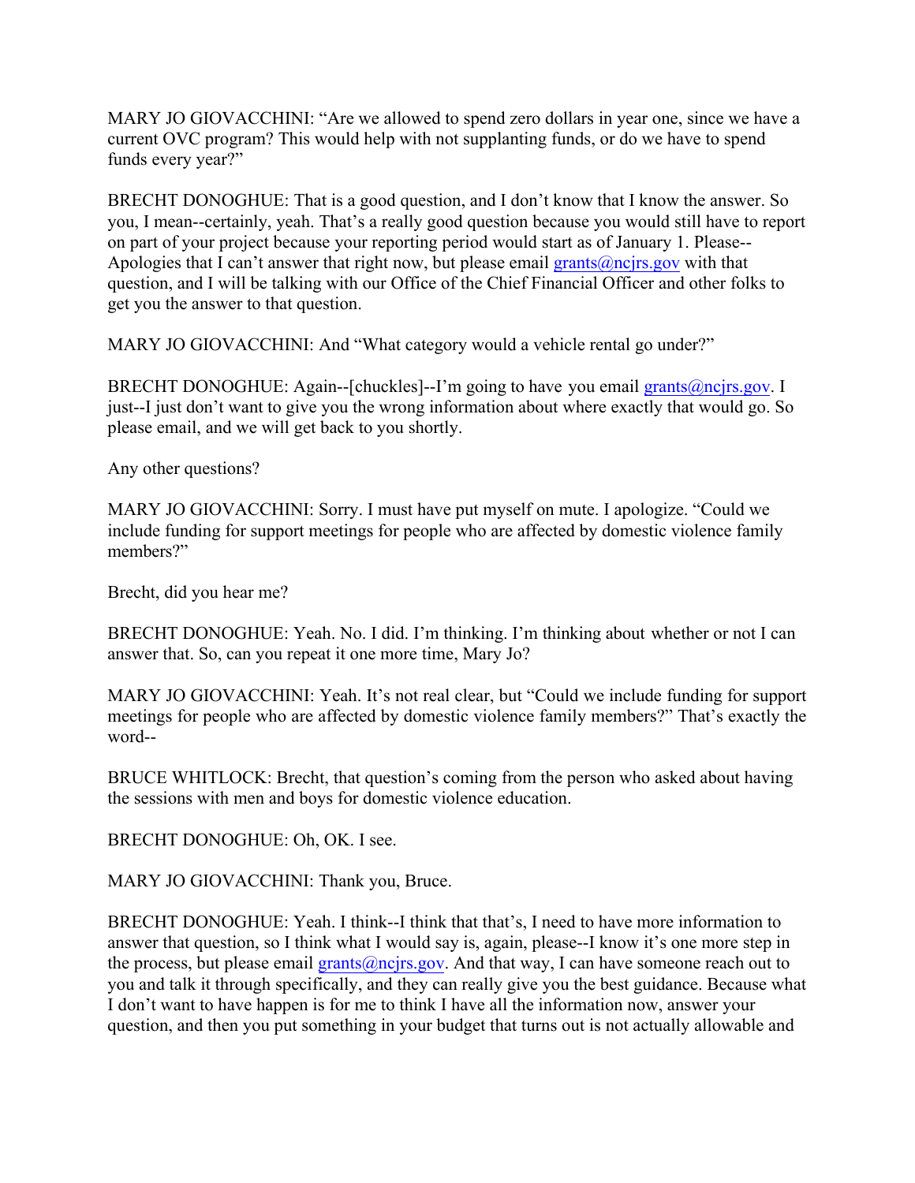MARY JO GIOVACCHINI: "Are we allowed to spend zero dollars in year one, since we have a current OVC program? This would help with not supplanting funds, or do we have to spend funds every year?"

BRECHT DONOGHUE: That is a good question, and I don't know that I know the answer. So you, I mean--certainly, yeah. That's a really good question because you would still have to report on part of your project because your reporting period would start as of January 1. Please--Apologies that I can't answer that right now, but please email grants@ncjrs.gov with that question, and I will be talking with our Office of the Chief Financial Officer and other folks to get you the answer to that question.

MARY JO GIOVACCHINI: And "What category would a vehicle rental go under?"

BRECHT DONOGHUE: Again--[chuckles]--I'm going to have you email grants@ncjrs.gov. I just--I just don't want to give you the wrong information about where exactly that would go. So please email, and we will get back to you shortly.

Any other questions?

MARY JO GIOVACCHINI: Sorry. I must have put myself on mute. I apologize. "Could we include funding for support meetings for people who are affected by domestic violence family members?"

Brecht, did you hear me?

BRECHT DONOGHUE: Yeah. No. I did. I'm thinking. I'm thinking about whether or not I can answer that. So, can you repeat it one more time, Mary Jo?

MARY JO GIOVACCHINI: Yeah. It's not real clear, but "Could we include funding for support meetings for people who are affected by domestic violence family members?" That's exactly the word--

BRUCE WHITLOCK: Brecht, that question's coming from the person who asked about having the sessions with men and boys for domestic violence education.

BRECHT DONOGHUE: Oh, OK. I see.

MARY JO GIOVACCHINI: Thank you, Bruce.

BRECHT DONOGHUE: Yeah. I think--I think that that's, I need to have more information to answer that question, so I think what I would say is, again, please--I know it's one more step in the process, but please email grants@ncjrs.gov. And that way, I can have someone reach out to you and talk it through specifically, and they can really give you the best guidance. Because what I don't want to have happen is for me to think I have all the information now, answer your question, and then you put something in your budget that turns out is not actually allowable and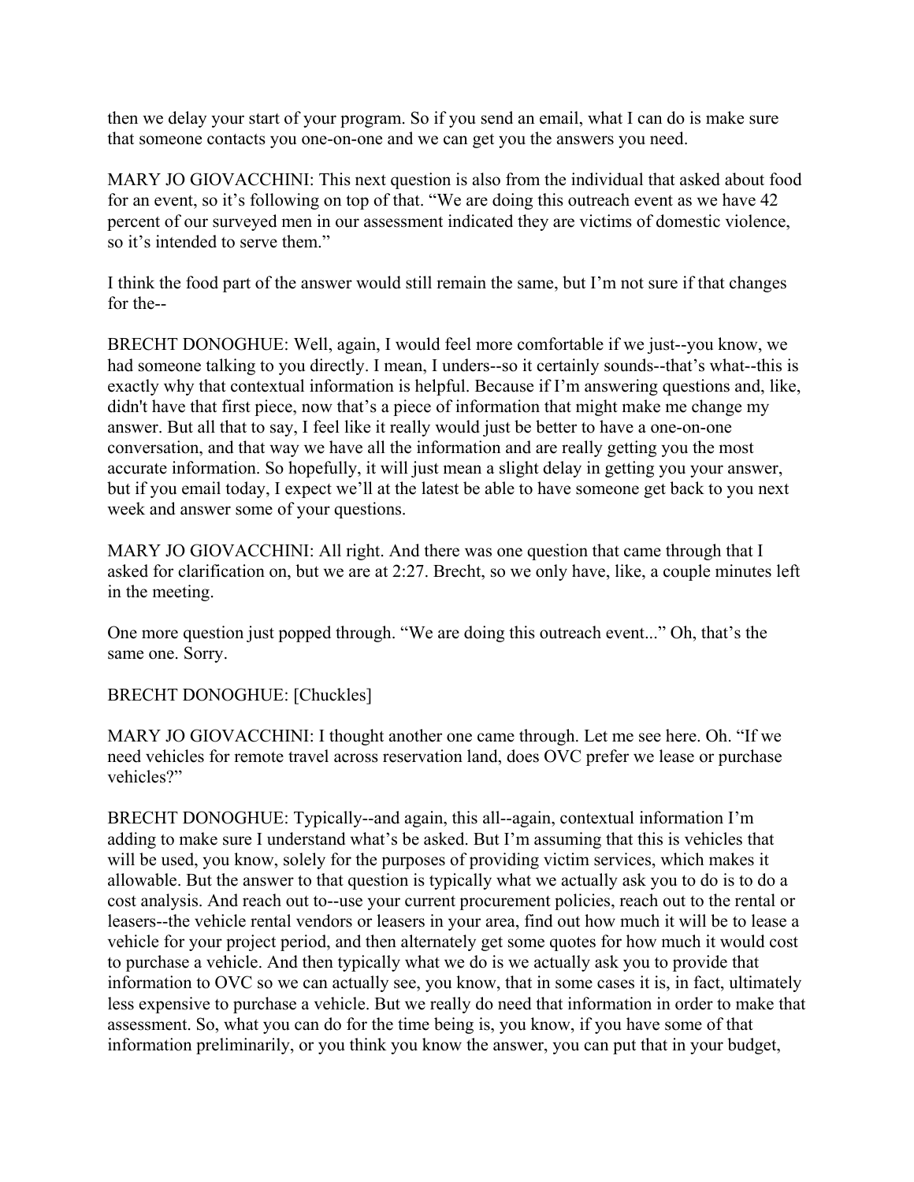then we delay your start of your program. So if you send an email, what I can do is make sure that someone contacts you one-on-one and we can get you the answers you need.

MARY JO GIOVACCHINI: This next question is also from the individual that asked about food for an event, so it's following on top of that. "We are doing this outreach event as we have 42 percent of our surveyed men in our assessment indicated they are victims of domestic violence, so it's intended to serve them."

I think the food part of the answer would still remain the same, but I'm not sure if that changes for the--

BRECHT DONOGHUE: Well, again, I would feel more comfortable if we just--you know, we had someone talking to you directly. I mean, I unders--so it certainly sounds--that's what--this is exactly why that contextual information is helpful. Because if I'm answering questions and, like, didn't have that first piece, now that's a piece of information that might make me change my answer. But all that to say, I feel like it really would just be better to have a one-on-one conversation, and that way we have all the information and are really getting you the most accurate information. So hopefully, it will just mean a slight delay in getting you your answer, but if you email today, I expect we'll at the latest be able to have someone get back to you next week and answer some of your questions.

MARY JO GIOVACCHINI: All right. And there was one question that came through that I asked for clarification on, but we are at 2:27. Brecht, so we only have, like, a couple minutes left in the meeting.

One more question just popped through. "We are doing this outreach event..." Oh, that's the same one. Sorry.

BRECHT DONOGHUE: [Chuckles]

MARY JO GIOVACCHINI: I thought another one came through. Let me see here. Oh. "If we need vehicles for remote travel across reservation land, does OVC prefer we lease or purchase vehicles?"

BRECHT DONOGHUE: Typically--and again, this all--again, contextual information I'm adding to make sure I understand what's be asked. But I'm assuming that this is vehicles that will be used, you know, solely for the purposes of providing victim services, which makes it allowable. But the answer to that question is typically what we actually ask you to do is to do a cost analysis. And reach out to--use your current procurement policies, reach out to the rental or leasers--the vehicle rental vendors or leasers in your area, find out how much it will be to lease a vehicle for your project period, and then alternately get some quotes for how much it would cost to purchase a vehicle. And then typically what we do is we actually ask you to provide that information to OVC so we can actually see, you know, that in some cases it is, in fact, ultimately less expensive to purchase a vehicle. But we really do need that information in order to make that assessment. So, what you can do for the time being is, you know, if you have some of that information preliminarily, or you think you know the answer, you can put that in your budget,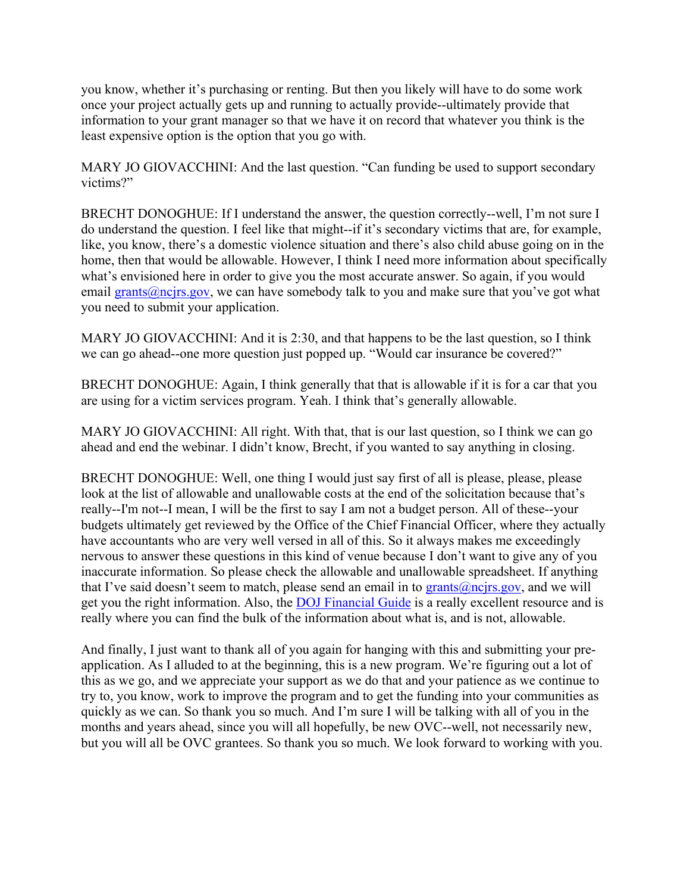you know, whether it's purchasing or renting. But then you likely will have to do some work once your project actually gets up and running to actually provide--ultimately provide that information to your grant manager so that we have it on record that whatever you think is the least expensive option is the option that you go with.

MARY JO GIOVACCHINI: And the last question. "Can funding be used to support secondary victims?"

BRECHT DONOGHUE: If I understand the answer, the question correctly--well, I'm not sure I do understand the question. I feel like that might--if it's secondary victims that are, for example, like, you know, there's a domestic violence situation and there's also child abuse going on in the home, then that would be allowable. However, I think I need more information about specifically what's envisioned here in order to give you the most accurate answer. So again, if you would email [grants@ncjrs.gov](mailto:grants@ncjrs.gov), we can have somebody talk to you and make sure that you've got what you need to submit your application.

MARY JO GIOVACCHINI: And it is 2:30, and that happens to be the last question, so I think we can go ahead--one more question just popped up. "Would car insurance be covered?"

BRECHT DONOGHUE: Again, I think generally that that is allowable if it is for a car that you are using for a victim services program. Yeah. I think that's generally allowable.

MARY JO GIOVACCHINI: All right. With that, that is our last question, so I think we can go ahead and end the webinar. I didn't know, Brecht, if you wanted to say anything in closing.

BRECHT DONOGHUE: Well, one thing I would just say first of all is please, please, please look at the list of allowable and unallowable costs at the end of the solicitation because that's really--I'm not--I mean, I will be the first to say I am not a budget person. All of these--your budgets ultimately get reviewed by the Office of the Chief Financial Officer, where they actually have accountants who are very well versed in all of this. So it always makes me exceedingly nervous to answer these questions in this kind of venue because I don't want to give any of you inaccurate information. So please check the allowable and unallowable spreadsheet. If anything that I've said doesn't seem to match, please send an email in to [grants@ncjrs.gov](mailto:grants@ncjrs.gov), and we will get you the right information. Also, the DOJ Financial Guide is a really excellent resource and is really where you can find the bulk of the information about what is, and is not, allowable.

And finally, I just want to thank all of you again for hanging with this and submitting your pre-application. As I alluded to at the beginning, this is a new program. We're figuring out a lot of this as we go, and we appreciate your support as we do that and your patience as we continue to try to, you know, work to improve the program and to get the funding into your communities as quickly as we can. So thank you so much. And I'm sure I will be talking with all of you in the months and years ahead, since you will all hopefully, be new OVC--well, not necessarily new, but you will all be OVC grantees. So thank you so much. We look forward to working with you.